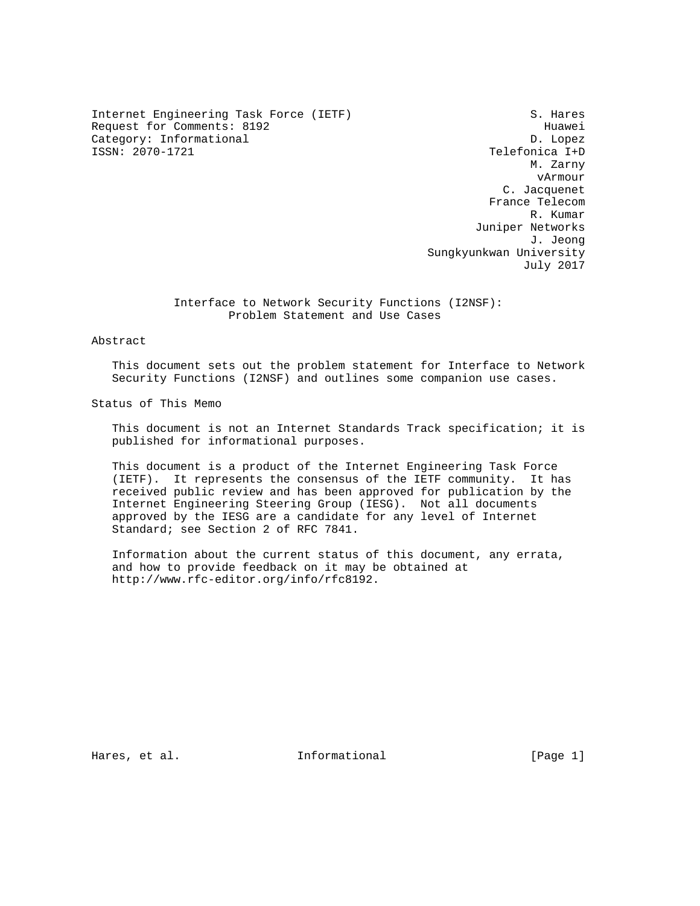Internet Engineering Task Force (IETF) S. Hares
Request for Comments: 8192 Huawei
Category: Informational D. Lopez
ISSN: 2070-1721 Telefonica I+D
M. Zarny
vArmour
C. Jacquenet
France Telecom
R. Kumar
Juniper Networks
J. Jeong
Sungkyunkwan University
July 2017

# Interface to Network Security Functions (I2NSF): Problem Statement and Use Cases

## Abstract

This document sets out the problem statement for Interface to Network Security Functions (I2NSF) and outlines some companion use cases.

## Status of This Memo

This document is not an Internet Standards Track specification; it is published for informational purposes.

This document is a product of the Internet Engineering Task Force (IETF). It represents the consensus of the IETF community. It has received public review and has been approved for publication by the Internet Engineering Steering Group (IESG). Not all documents approved by the IESG are a candidate for any level of Internet Standard; see Section 2 of RFC 7841.

Information about the current status of this document, any errata, and how to provide feedback on it may be obtained at http://www.rfc-editor.org/info/rfc8192.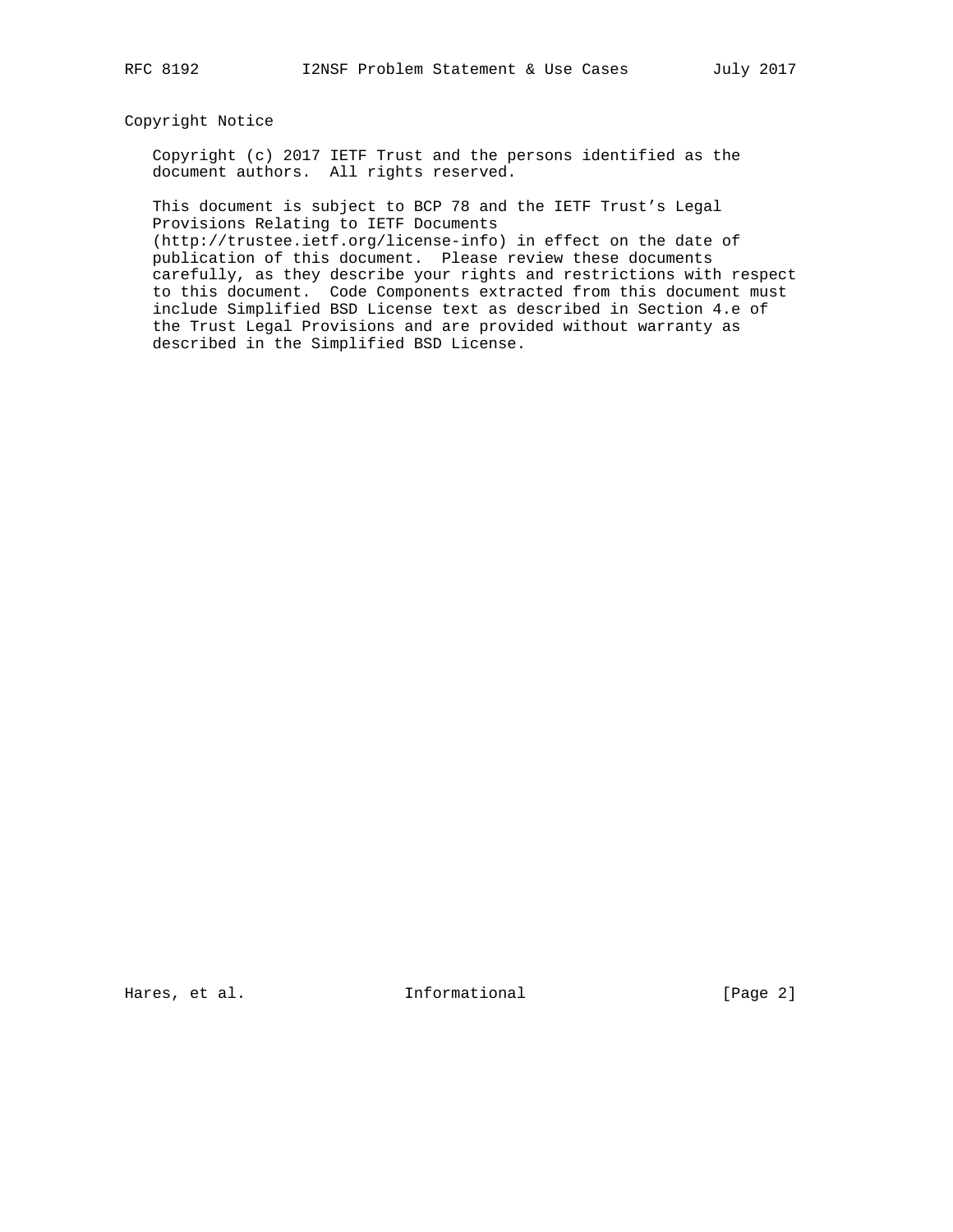## Copyright Notice

Copyright (c) 2017 IETF Trust and the persons identified as the document authors. All rights reserved.

This document is subject to BCP 78 and the IETF Trust's Legal Provisions Relating to IETF Documents (http://trustee.ietf.org/license-info) in effect on the date of publication of this document. Please review these documents carefully, as they describe your rights and restrictions with respect to this document. Code Components extracted from this document must include Simplified BSD License text as described in Section 4.e of the Trust Legal Provisions and are provided without warranty as described in the Simplified BSD License.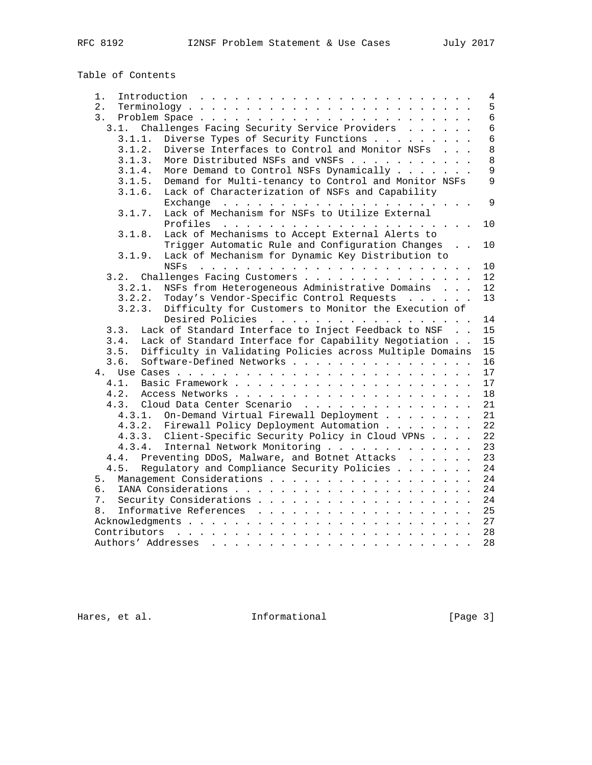Table of Contents

```
   1.  Introduction  . . . . . . . . . . . . . . . . . . . . . . . .   4
   2.  Terminology . . . . . . . . . . . . . . . . . . . . . . . . .   5
   3.  Problem Space . . . . . . . . . . . . . . . . . . . . . . . .   6
     3.1.  Challenges Facing Security Service Providers  . . . . . .   6
       3.1.1.  Diverse Types of Security Functions . . . . . . . . .   6
       3.1.2.  Diverse Interfaces to Control and Monitor NSFs  . . .   8
       3.1.3.  More Distributed NSFs and vNSFs . . . . . . . . . . .   8
       3.1.4.  More Demand to Control NSFs Dynamically . . . . . . .   9
       3.1.5.  Demand for Multi-tenancy to Control and Monitor NSFs    9
       3.1.6.  Lack of Characterization of NSFs and Capability
               Exchange  . . . . . . . . . . . . . . . . . . . . . .   9
       3.1.7.  Lack of Mechanism for NSFs to Utilize External
               Profiles  . . . . . . . . . . . . . . . . . . . . . .  10
       3.1.8.  Lack of Mechanisms to Accept External Alerts to
               Trigger Automatic Rule and Configuration Changes  . .  10
       3.1.9.  Lack of Mechanism for Dynamic Key Distribution to
               NSFs  . . . . . . . . . . . . . . . . . . . . . . . .  10
     3.2.  Challenges Facing Customers . . . . . . . . . . . . . . .  12
       3.2.1.  NSFs from Heterogeneous Administrative Domains  . . .  12
       3.2.2.  Today's Vendor-Specific Control Requests  . . . . . .  13
       3.2.3.  Difficulty for Customers to Monitor the Execution of
               Desired Policies  . . . . . . . . . . . . . . . . . .  14
     3.3.  Lack of Standard Interface to Inject Feedback to NSF  . .  15
     3.4.  Lack of Standard Interface for Capability Negotiation . .  15
     3.5.  Difficulty in Validating Policies across Multiple Domains  15
     3.6.  Software-Defined Networks . . . . . . . . . . . . . . . .  16
   4.  Use Cases . . . . . . . . . . . . . . . . . . . . . . . . . .  17
     4.1.  Basic Framework . . . . . . . . . . . . . . . . . . . . .  17
     4.2.  Access Networks . . . . . . . . . . . . . . . . . . . . .  18
     4.3.  Cloud Data Center Scenario  . . . . . . . . . . . . . . .  21
       4.3.1.  On-Demand Virtual Firewall Deployment . . . . . . . .  21
       4.3.2.  Firewall Policy Deployment Automation . . . . . . . .  22
       4.3.3.  Client-Specific Security Policy in Cloud VPNs . . . .  22
       4.3.4.  Internal Network Monitoring . . . . . . . . . . . . .  23
     4.4.  Preventing DDoS, Malware, and Botnet Attacks  . . . . . .  23
     4.5.  Regulatory and Compliance Security Policies . . . . . . .  24
   5.  Management Considerations . . . . . . . . . . . . . . . . . .  24
   6.  IANA Considerations . . . . . . . . . . . . . . . . . . . . .  24
   7.  Security Considerations . . . . . . . . . . . . . . . . . . .  24
   8.  Informative References  . . . . . . . . . . . . . . . . . . .  25
   Acknowledgments . . . . . . . . . . . . . . . . . . . . . . . . .  27
   Contributors  . . . . . . . . . . . . . . . . . . . . . . . . . .  28
   Authors' Addresses  . . . . . . . . . . . . . . . . . . . . . . .  28
```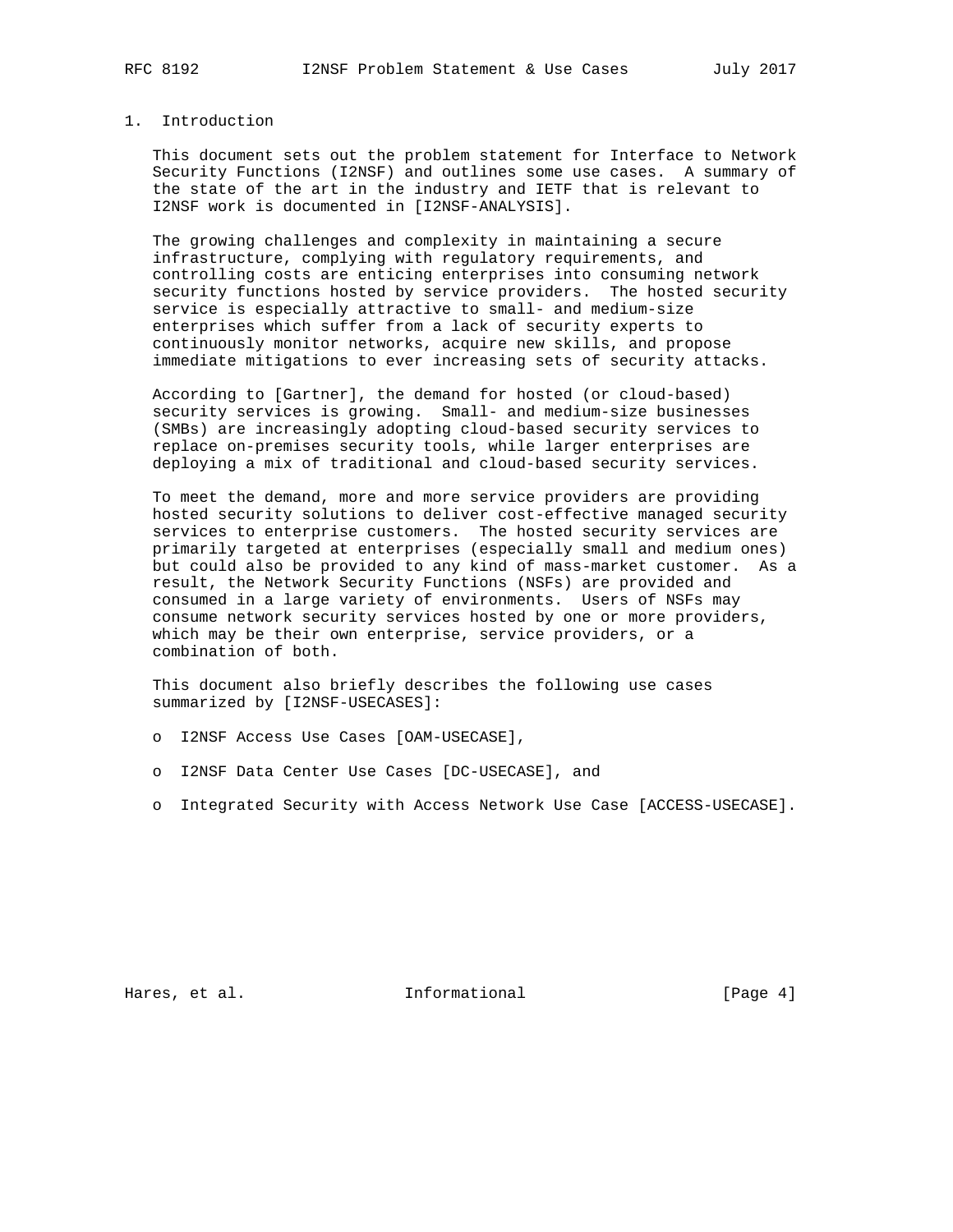# 1. Introduction

This document sets out the problem statement for Interface to Network Security Functions (I2NSF) and outlines some use cases. A summary of the state of the art in the industry and IETF that is relevant to I2NSF work is documented in [I2NSF-ANALYSIS].

The growing challenges and complexity in maintaining a secure infrastructure, complying with regulatory requirements, and controlling costs are enticing enterprises into consuming network security functions hosted by service providers. The hosted security service is especially attractive to small- and medium-size enterprises which suffer from a lack of security experts to continuously monitor networks, acquire new skills, and propose immediate mitigations to ever increasing sets of security attacks.

According to [Gartner], the demand for hosted (or cloud-based) security services is growing. Small- and medium-size businesses (SMBs) are increasingly adopting cloud-based security services to replace on-premises security tools, while larger enterprises are deploying a mix of traditional and cloud-based security services.

To meet the demand, more and more service providers are providing hosted security solutions to deliver cost-effective managed security services to enterprise customers. The hosted security services are primarily targeted at enterprises (especially small and medium ones) but could also be provided to any kind of mass-market customer. As a result, the Network Security Functions (NSFs) are provided and consumed in a large variety of environments. Users of NSFs may consume network security services hosted by one or more providers, which may be their own enterprise, service providers, or a combination of both.

This document also briefly describes the following use cases summarized by [I2NSF-USECASES]:

- I2NSF Access Use Cases [OAM-USECASE],
- I2NSF Data Center Use Cases [DC-USECASE], and
- Integrated Security with Access Network Use Case [ACCESS-USECASE].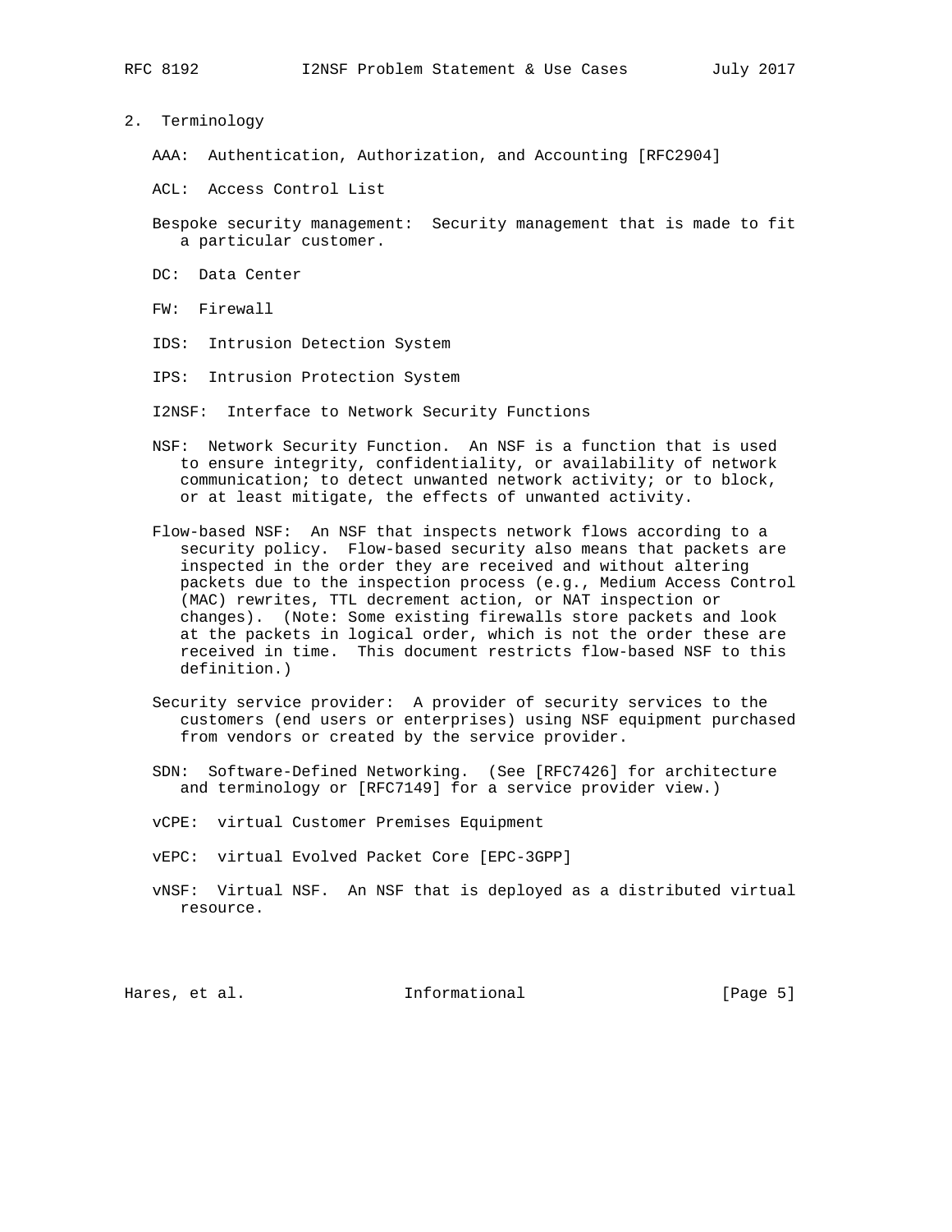## 2. Terminology

AAA: Authentication, Authorization, and Accounting [RFC2904]

ACL: Access Control List

Bespoke security management: Security management that is made to fit a particular customer.

DC: Data Center

FW: Firewall

IDS: Intrusion Detection System

IPS: Intrusion Protection System

I2NSF: Interface to Network Security Functions

NSF: Network Security Function. An NSF is a function that is used to ensure integrity, confidentiality, or availability of network communication; to detect unwanted network activity; or to block, or at least mitigate, the effects of unwanted activity.

Flow-based NSF: An NSF that inspects network flows according to a security policy. Flow-based security also means that packets are inspected in the order they are received and without altering packets due to the inspection process (e.g., Medium Access Control (MAC) rewrites, TTL decrement action, or NAT inspection or changes). (Note: Some existing firewalls store packets and look at the packets in logical order, which is not the order these are received in time. This document restricts flow-based NSF to this definition.)

Security service provider: A provider of security services to the customers (end users or enterprises) using NSF equipment purchased from vendors or created by the service provider.

SDN: Software-Defined Networking. (See [RFC7426] for architecture and terminology or [RFC7149] for a service provider view.)

vCPE: virtual Customer Premises Equipment

vEPC: virtual Evolved Packet Core [EPC-3GPP]

vNSF: Virtual NSF. An NSF that is deployed as a distributed virtual resource.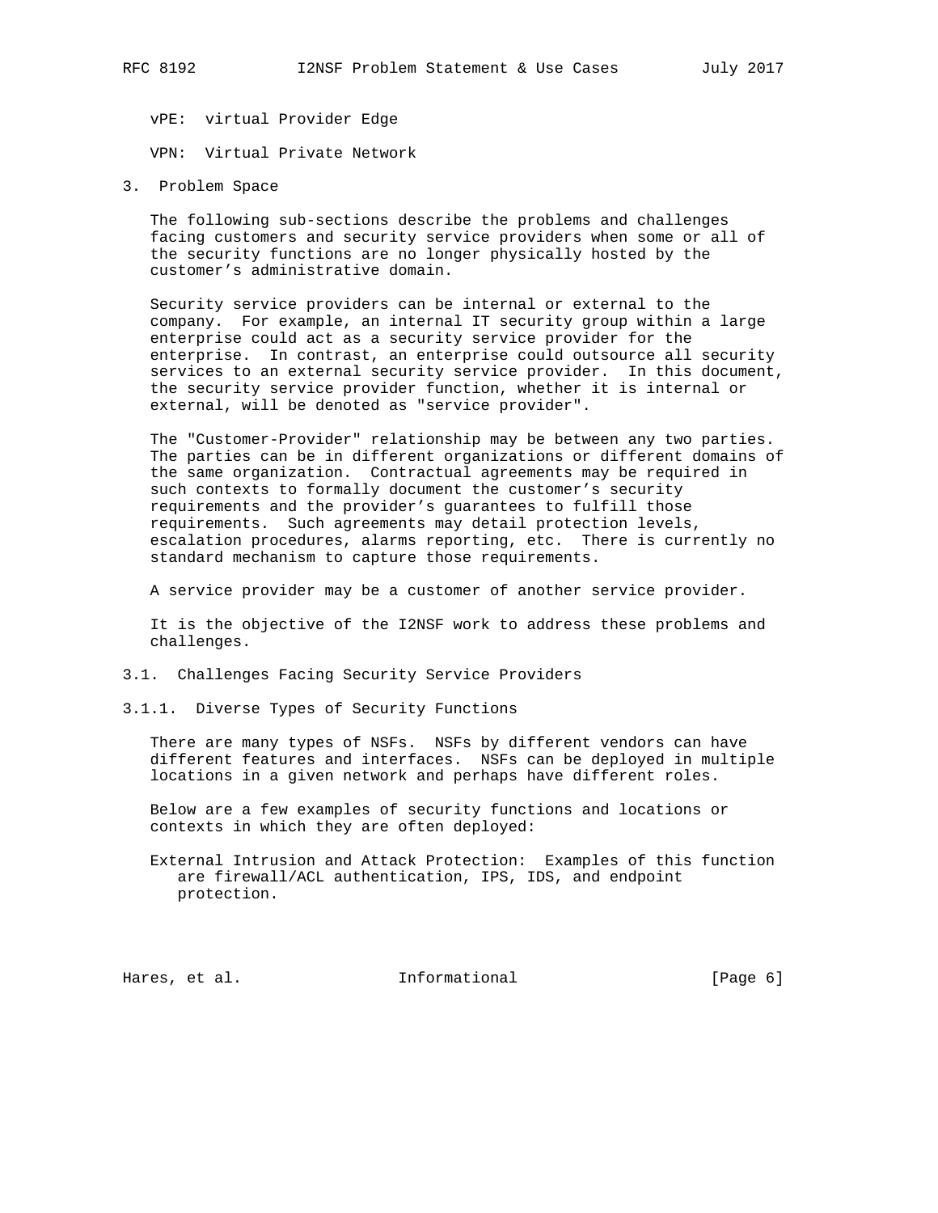vPE: virtual Provider Edge

VPN: Virtual Private Network

# 3. Problem Space

The following sub-sections describe the problems and challenges facing customers and security service providers when some or all of the security functions are no longer physically hosted by the customer's administrative domain.

Security service providers can be internal or external to the company. For example, an internal IT security group within a large enterprise could act as a security service provider for the enterprise. In contrast, an enterprise could outsource all security services to an external security service provider. In this document, the security service provider function, whether it is internal or external, will be denoted as "service provider".

The "Customer-Provider" relationship may be between any two parties. The parties can be in different organizations or different domains of the same organization. Contractual agreements may be required in such contexts to formally document the customer's security requirements and the provider's guarantees to fulfill those requirements. Such agreements may detail protection levels, escalation procedures, alarms reporting, etc. There is currently no standard mechanism to capture those requirements.

A service provider may be a customer of another service provider.

It is the objective of the I2NSF work to address these problems and challenges.

## 3.1. Challenges Facing Security Service Providers

### 3.1.1. Diverse Types of Security Functions

There are many types of NSFs. NSFs by different vendors can have different features and interfaces. NSFs can be deployed in multiple locations in a given network and perhaps have different roles.

Below are a few examples of security functions and locations or contexts in which they are often deployed:

External Intrusion and Attack Protection: Examples of this function are firewall/ACL authentication, IPS, IDS, and endpoint protection.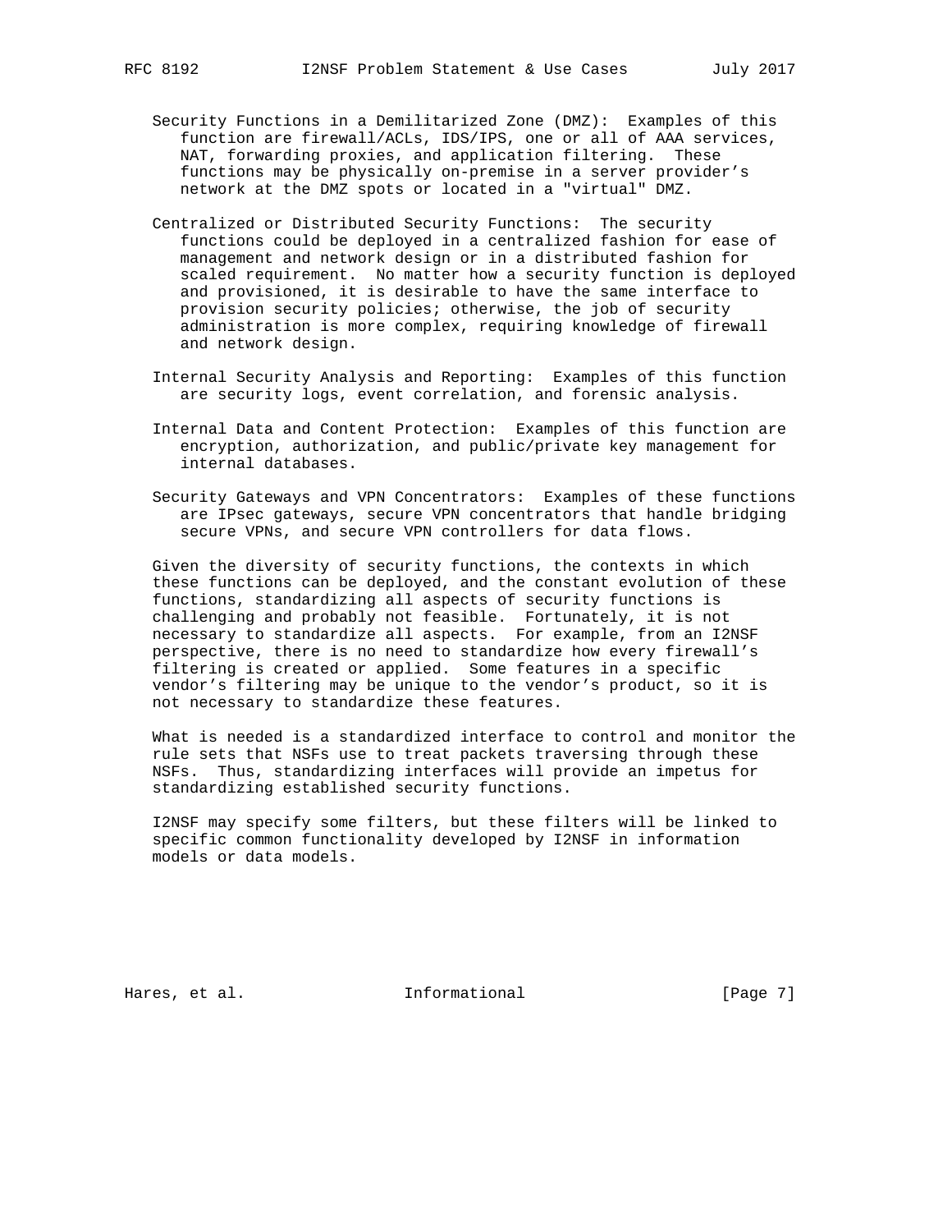Security Functions in a Demilitarized Zone (DMZ): Examples of this function are firewall/ACLs, IDS/IPS, one or all of AAA services, NAT, forwarding proxies, and application filtering. These functions may be physically on-premise in a server provider's network at the DMZ spots or located in a "virtual" DMZ.

Centralized or Distributed Security Functions: The security functions could be deployed in a centralized fashion for ease of management and network design or in a distributed fashion for scaled requirement. No matter how a security function is deployed and provisioned, it is desirable to have the same interface to provision security policies; otherwise, the job of security administration is more complex, requiring knowledge of firewall and network design.

Internal Security Analysis and Reporting: Examples of this function are security logs, event correlation, and forensic analysis.

Internal Data and Content Protection: Examples of this function are encryption, authorization, and public/private key management for internal databases.

Security Gateways and VPN Concentrators: Examples of these functions are IPsec gateways, secure VPN concentrators that handle bridging secure VPNs, and secure VPN controllers for data flows.

Given the diversity of security functions, the contexts in which these functions can be deployed, and the constant evolution of these functions, standardizing all aspects of security functions is challenging and probably not feasible. Fortunately, it is not necessary to standardize all aspects. For example, from an I2NSF perspective, there is no need to standardize how every firewall's filtering is created or applied. Some features in a specific vendor's filtering may be unique to the vendor's product, so it is not necessary to standardize these features.

What is needed is a standardized interface to control and monitor the rule sets that NSFs use to treat packets traversing through these NSFs. Thus, standardizing interfaces will provide an impetus for standardizing established security functions.

I2NSF may specify some filters, but these filters will be linked to specific common functionality developed by I2NSF in information models or data models.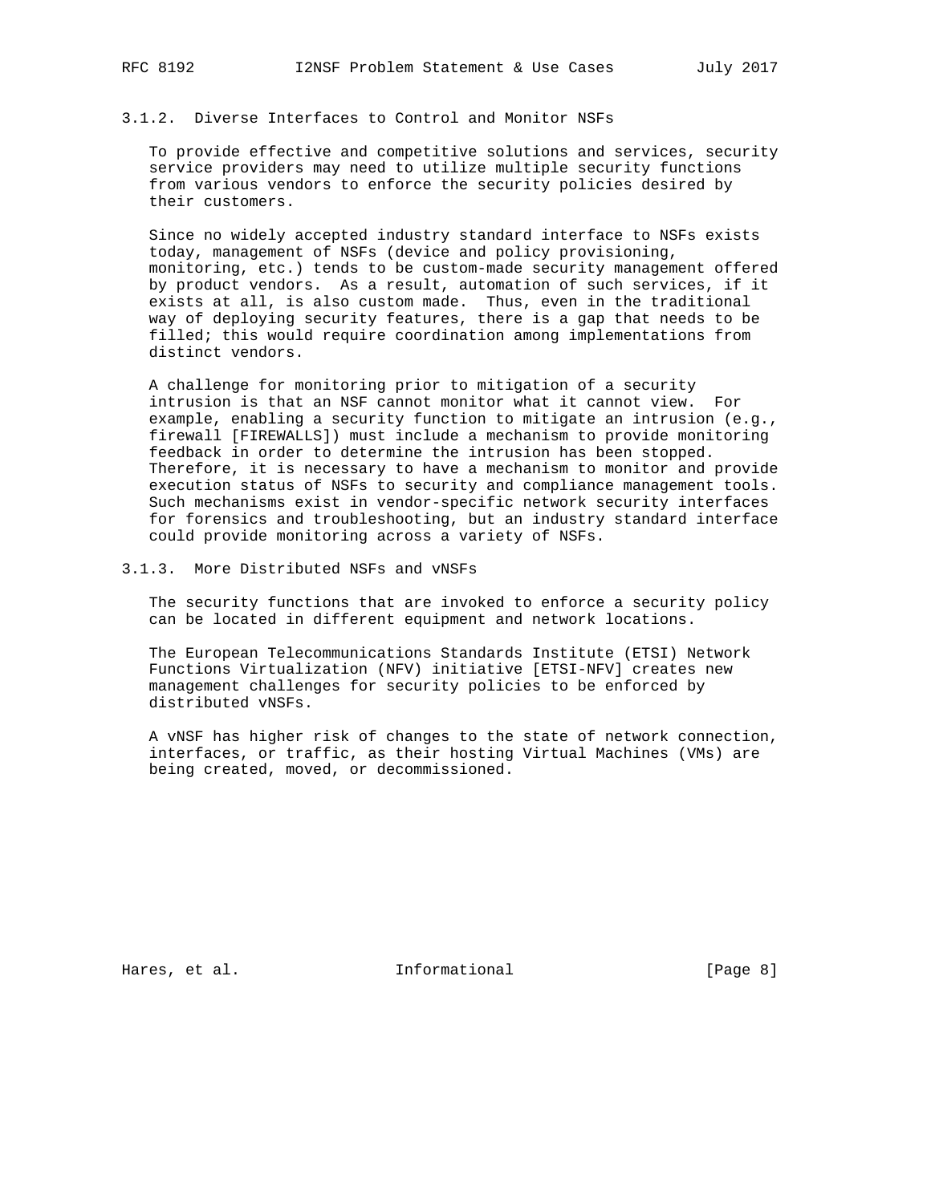### 3.1.2. Diverse Interfaces to Control and Monitor NSFs

To provide effective and competitive solutions and services, security service providers may need to utilize multiple security functions from various vendors to enforce the security policies desired by their customers.

Since no widely accepted industry standard interface to NSFs exists today, management of NSFs (device and policy provisioning, monitoring, etc.) tends to be custom-made security management offered by product vendors. As a result, automation of such services, if it exists at all, is also custom made. Thus, even in the traditional way of deploying security features, there is a gap that needs to be filled; this would require coordination among implementations from distinct vendors.

A challenge for monitoring prior to mitigation of a security intrusion is that an NSF cannot monitor what it cannot view. For example, enabling a security function to mitigate an intrusion (e.g., firewall [FIREWALLS]) must include a mechanism to provide monitoring feedback in order to determine the intrusion has been stopped. Therefore, it is necessary to have a mechanism to monitor and provide execution status of NSFs to security and compliance management tools. Such mechanisms exist in vendor-specific network security interfaces for forensics and troubleshooting, but an industry standard interface could provide monitoring across a variety of NSFs.

### 3.1.3. More Distributed NSFs and vNSFs

The security functions that are invoked to enforce a security policy can be located in different equipment and network locations.

The European Telecommunications Standards Institute (ETSI) Network Functions Virtualization (NFV) initiative [ETSI-NFV] creates new management challenges for security policies to be enforced by distributed vNSFs.

A vNSF has higher risk of changes to the state of network connection, interfaces, or traffic, as their hosting Virtual Machines (VMs) are being created, moved, or decommissioned.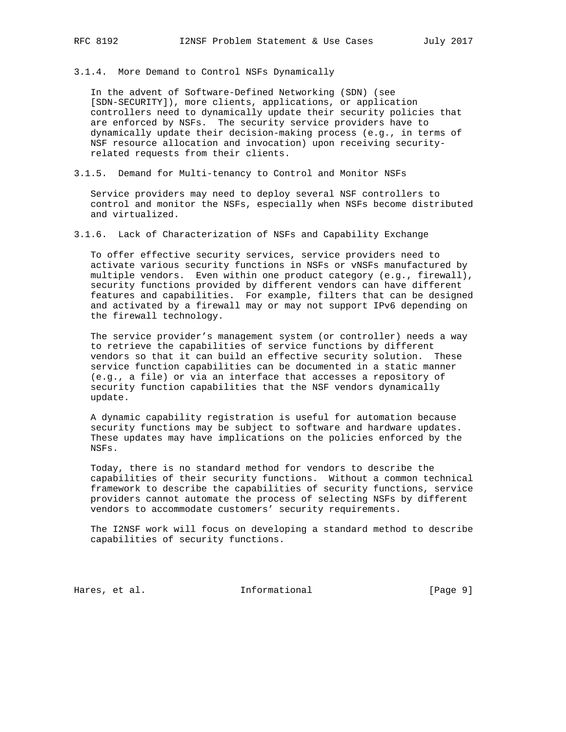#### 3.1.4. More Demand to Control NSFs Dynamically

In the advent of Software-Defined Networking (SDN) (see [SDN-SECURITY]), more clients, applications, or application controllers need to dynamically update their security policies that are enforced by NSFs. The security service providers have to dynamically update their decision-making process (e.g., in terms of NSF resource allocation and invocation) upon receiving security-related requests from their clients.

#### 3.1.5. Demand for Multi-tenancy to Control and Monitor NSFs

Service providers may need to deploy several NSF controllers to control and monitor the NSFs, especially when NSFs become distributed and virtualized.

#### 3.1.6. Lack of Characterization of NSFs and Capability Exchange

To offer effective security services, service providers need to activate various security functions in NSFs or vNSFs manufactured by multiple vendors. Even within one product category (e.g., firewall), security functions provided by different vendors can have different features and capabilities. For example, filters that can be designed and activated by a firewall may or may not support IPv6 depending on the firewall technology.

The service provider’s management system (or controller) needs a way to retrieve the capabilities of service functions by different vendors so that it can build an effective security solution. These service function capabilities can be documented in a static manner (e.g., a file) or via an interface that accesses a repository of security function capabilities that the NSF vendors dynamically update.

A dynamic capability registration is useful for automation because security functions may be subject to software and hardware updates. These updates may have implications on the policies enforced by the NSFs.

Today, there is no standard method for vendors to describe the capabilities of their security functions. Without a common technical framework to describe the capabilities of security functions, service providers cannot automate the process of selecting NSFs by different vendors to accommodate customers’ security requirements.

The I2NSF work will focus on developing a standard method to describe capabilities of security functions.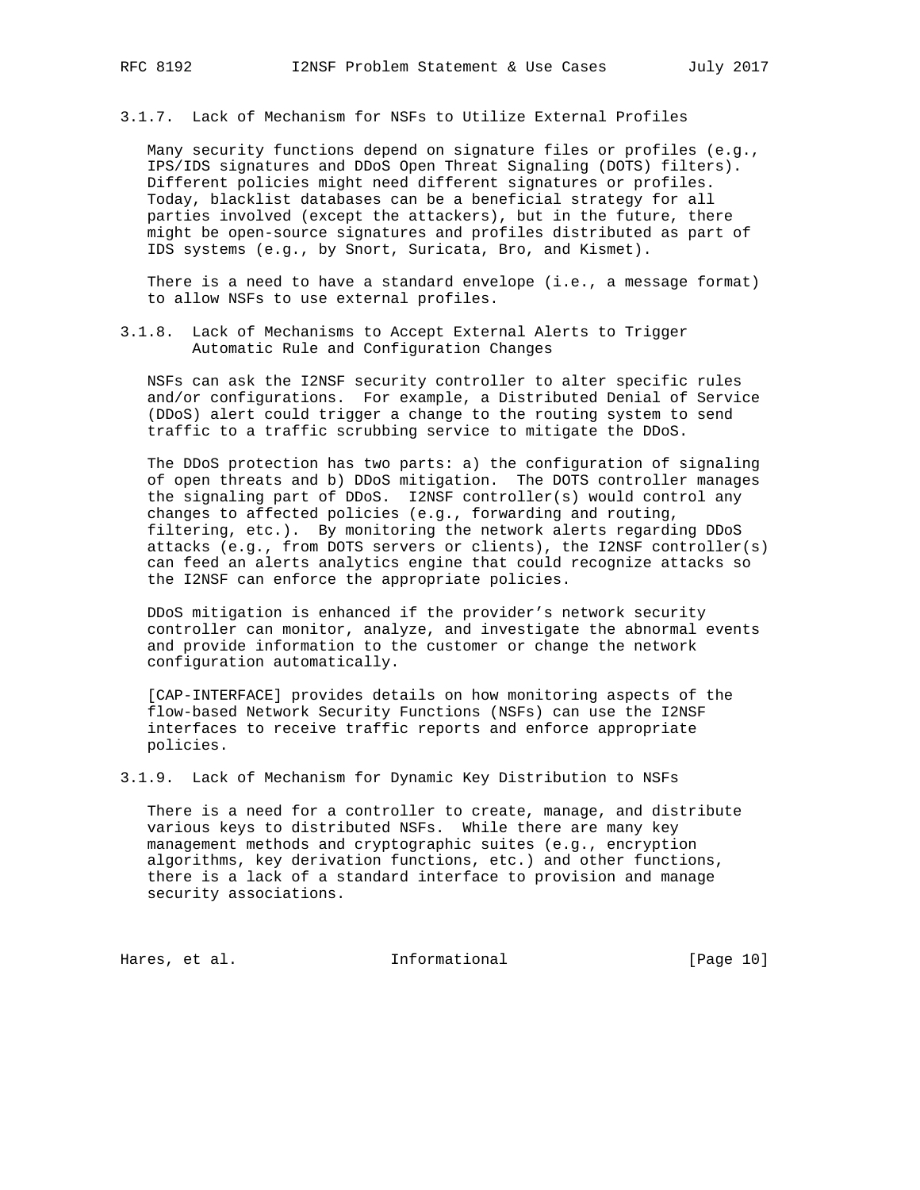### 3.1.7. Lack of Mechanism for NSFs to Utilize External Profiles

Many security functions depend on signature files or profiles (e.g., IPS/IDS signatures and DDoS Open Threat Signaling (DOTS) filters). Different policies might need different signatures or profiles. Today, blacklist databases can be a beneficial strategy for all parties involved (except the attackers), but in the future, there might be open-source signatures and profiles distributed as part of IDS systems (e.g., by Snort, Suricata, Bro, and Kismet).

There is a need to have a standard envelope (i.e., a message format) to allow NSFs to use external profiles.

### 3.1.8. Lack of Mechanisms to Accept External Alerts to Trigger Automatic Rule and Configuration Changes

NSFs can ask the I2NSF security controller to alter specific rules and/or configurations. For example, a Distributed Denial of Service (DDoS) alert could trigger a change to the routing system to send traffic to a traffic scrubbing service to mitigate the DDoS.

The DDoS protection has two parts: a) the configuration of signaling of open threats and b) DDoS mitigation. The DOTS controller manages the signaling part of DDoS. I2NSF controller(s) would control any changes to affected policies (e.g., forwarding and routing, filtering, etc.). By monitoring the network alerts regarding DDoS attacks (e.g., from DOTS servers or clients), the I2NSF controller(s) can feed an alerts analytics engine that could recognize attacks so the I2NSF can enforce the appropriate policies.

DDoS mitigation is enhanced if the provider's network security controller can monitor, analyze, and investigate the abnormal events and provide information to the customer or change the network configuration automatically.

[CAP-INTERFACE] provides details on how monitoring aspects of the flow-based Network Security Functions (NSFs) can use the I2NSF interfaces to receive traffic reports and enforce appropriate policies.

### 3.1.9. Lack of Mechanism for Dynamic Key Distribution to NSFs

There is a need for a controller to create, manage, and distribute various keys to distributed NSFs. While there are many key management methods and cryptographic suites (e.g., encryption algorithms, key derivation functions, etc.) and other functions, there is a lack of a standard interface to provision and manage security associations.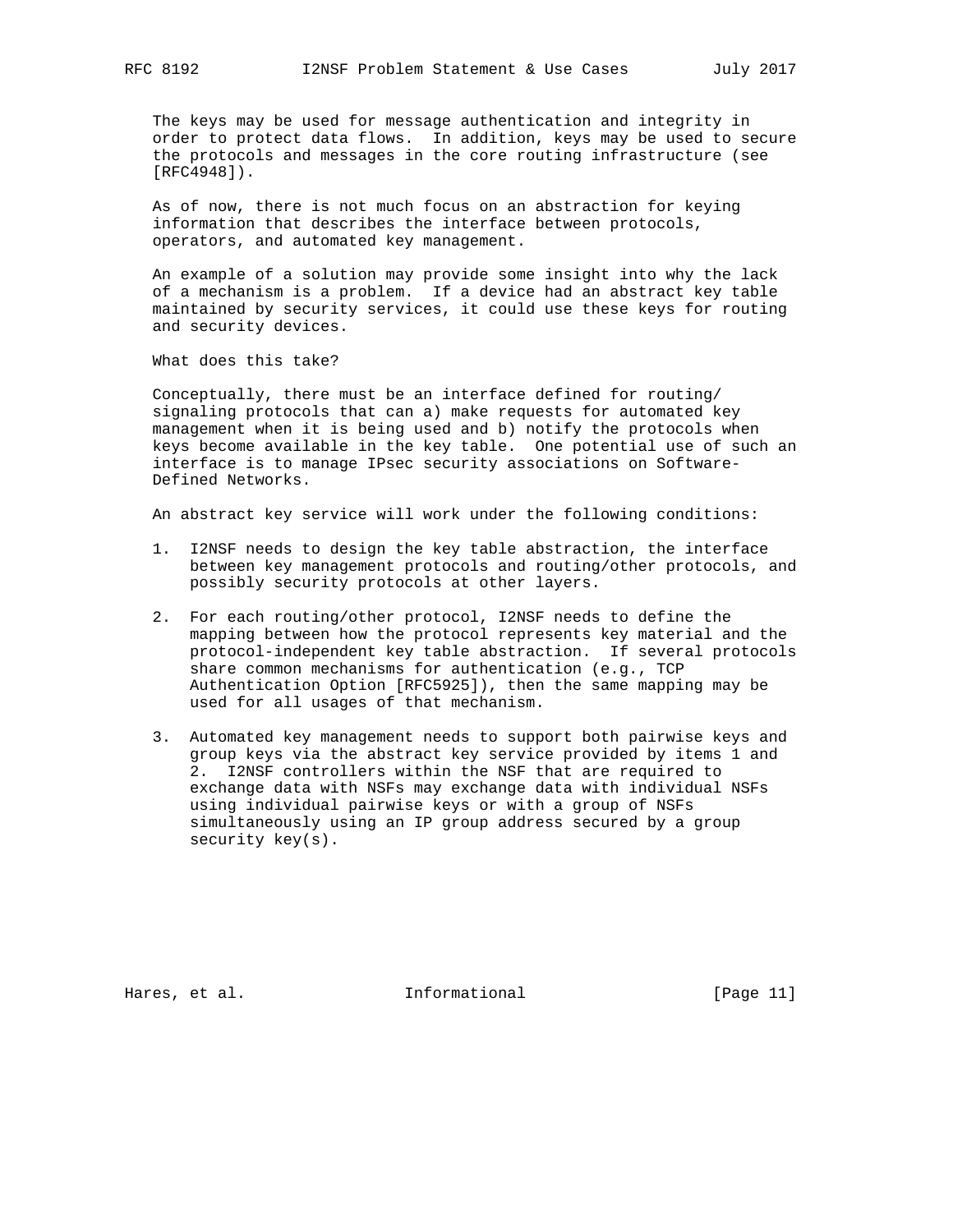The keys may be used for message authentication and integrity in order to protect data flows. In addition, keys may be used to secure the protocols and messages in the core routing infrastructure (see [RFC4948]).

As of now, there is not much focus on an abstraction for keying information that describes the interface between protocols, operators, and automated key management.

An example of a solution may provide some insight into why the lack of a mechanism is a problem. If a device had an abstract key table maintained by security services, it could use these keys for routing and security devices.

What does this take?

Conceptually, there must be an interface defined for routing/signaling protocols that can a) make requests for automated key management when it is being used and b) notify the protocols when keys become available in the key table. One potential use of such an interface is to manage IPsec security associations on Software-Defined Networks.

An abstract key service will work under the following conditions:

1. I2NSF needs to design the key table abstraction, the interface between key management protocols and routing/other protocols, and possibly security protocols at other layers.

2. For each routing/other protocol, I2NSF needs to define the mapping between how the protocol represents key material and the protocol-independent key table abstraction. If several protocols share common mechanisms for authentication (e.g., TCP Authentication Option [RFC5925]), then the same mapping may be used for all usages of that mechanism.

3. Automated key management needs to support both pairwise keys and group keys via the abstract key service provided by items 1 and 2. I2NSF controllers within the NSF that are required to exchange data with NSFs may exchange data with individual NSFs using individual pairwise keys or with a group of NSFs simultaneously using an IP group address secured by a group security key(s).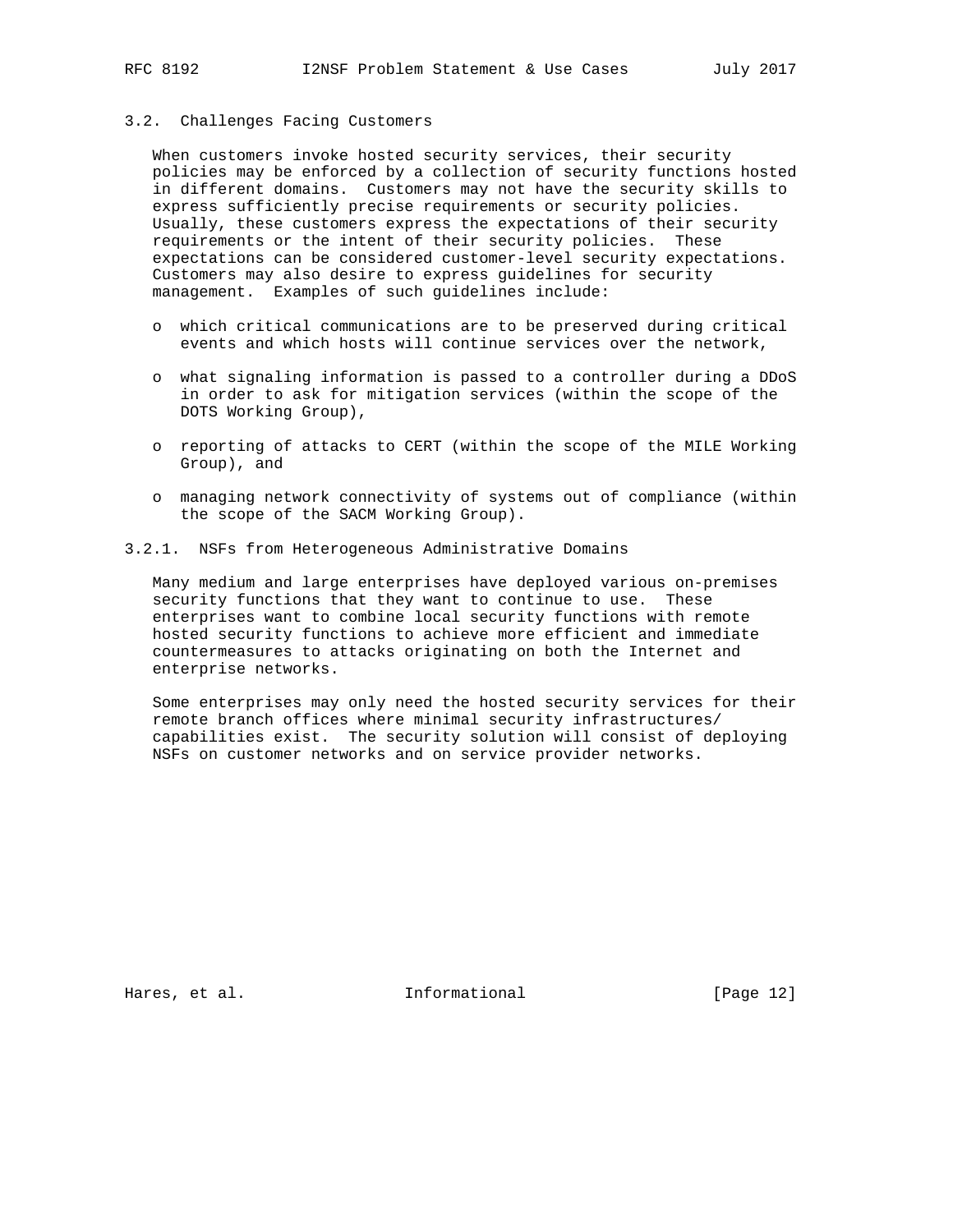### 3.2. Challenges Facing Customers

When customers invoke hosted security services, their security policies may be enforced by a collection of security functions hosted in different domains. Customers may not have the security skills to express sufficiently precise requirements or security policies. Usually, these customers express the expectations of their security requirements or the intent of their security policies. These expectations can be considered customer-level security expectations. Customers may also desire to express guidelines for security management. Examples of such guidelines include:

- which critical communications are to be preserved during critical events and which hosts will continue services over the network,
- what signaling information is passed to a controller during a DDoS in order to ask for mitigation services (within the scope of the DOTS Working Group),
- reporting of attacks to CERT (within the scope of the MILE Working Group), and
- managing network connectivity of systems out of compliance (within the scope of the SACM Working Group).

#### 3.2.1. NSFs from Heterogeneous Administrative Domains

Many medium and large enterprises have deployed various on-premises security functions that they want to continue to use. These enterprises want to combine local security functions with remote hosted security functions to achieve more efficient and immediate countermeasures to attacks originating on both the Internet and enterprise networks.

Some enterprises may only need the hosted security services for their remote branch offices where minimal security infrastructures/capabilities exist. The security solution will consist of deploying NSFs on customer networks and on service provider networks.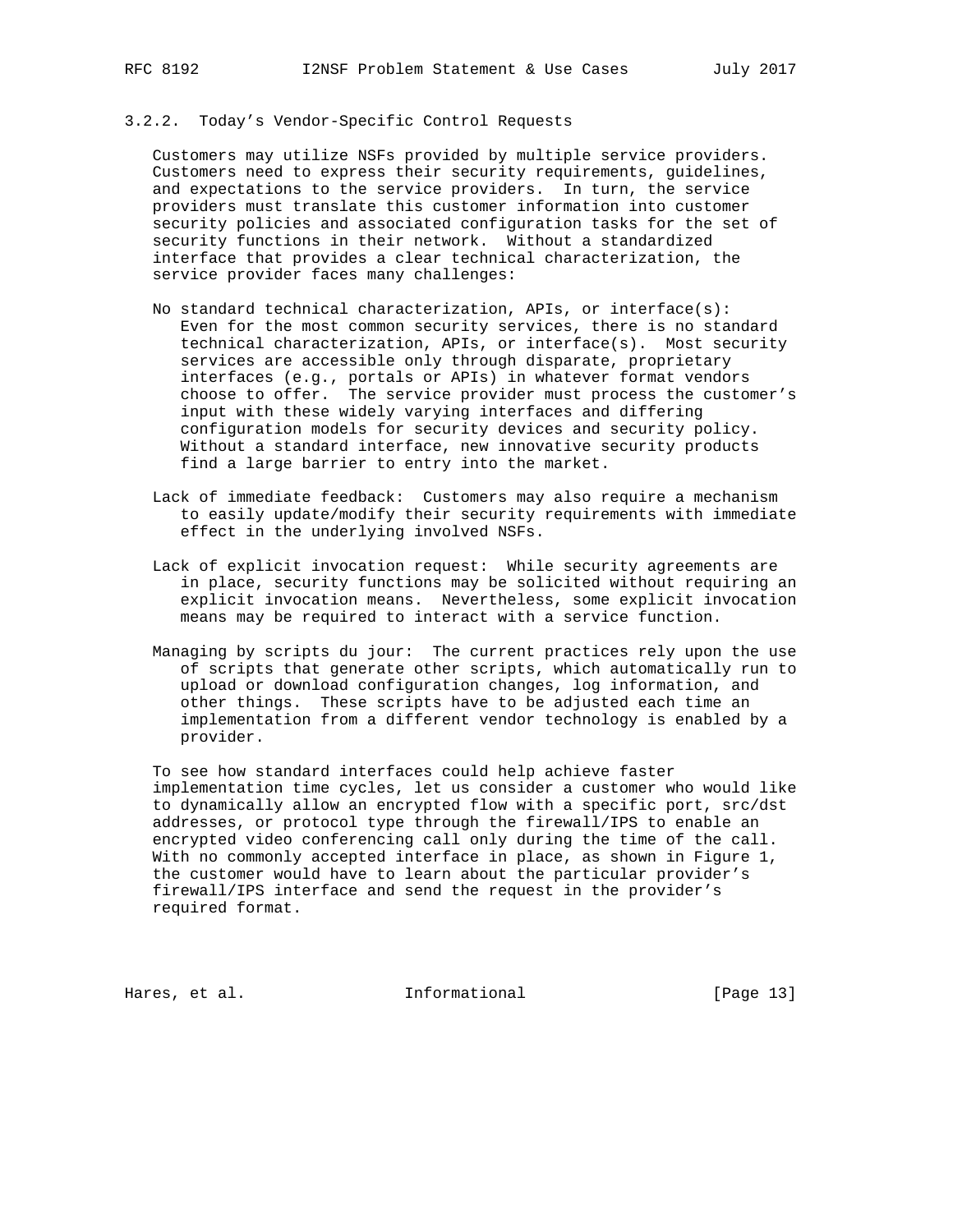### 3.2.2. Today's Vendor-Specific Control Requests

Customers may utilize NSFs provided by multiple service providers. Customers need to express their security requirements, guidelines, and expectations to the service providers. In turn, the service providers must translate this customer information into customer security policies and associated configuration tasks for the set of security functions in their network. Without a standardized interface that provides a clear technical characterization, the service provider faces many challenges:

No standard technical characterization, APIs, or interface(s): Even for the most common security services, there is no standard technical characterization, APIs, or interface(s). Most security services are accessible only through disparate, proprietary interfaces (e.g., portals or APIs) in whatever format vendors choose to offer. The service provider must process the customer's input with these widely varying interfaces and differing configuration models for security devices and security policy. Without a standard interface, new innovative security products find a large barrier to entry into the market.

Lack of immediate feedback: Customers may also require a mechanism to easily update/modify their security requirements with immediate effect in the underlying involved NSFs.

Lack of explicit invocation request: While security agreements are in place, security functions may be solicited without requiring an explicit invocation means. Nevertheless, some explicit invocation means may be required to interact with a service function.

Managing by scripts du jour: The current practices rely upon the use of scripts that generate other scripts, which automatically run to upload or download configuration changes, log information, and other things. These scripts have to be adjusted each time an implementation from a different vendor technology is enabled by a provider.

To see how standard interfaces could help achieve faster implementation time cycles, let us consider a customer who would like to dynamically allow an encrypted flow with a specific port, src/dst addresses, or protocol type through the firewall/IPS to enable an encrypted video conferencing call only during the time of the call. With no commonly accepted interface in place, as shown in Figure 1, the customer would have to learn about the particular provider's firewall/IPS interface and send the request in the provider's required format.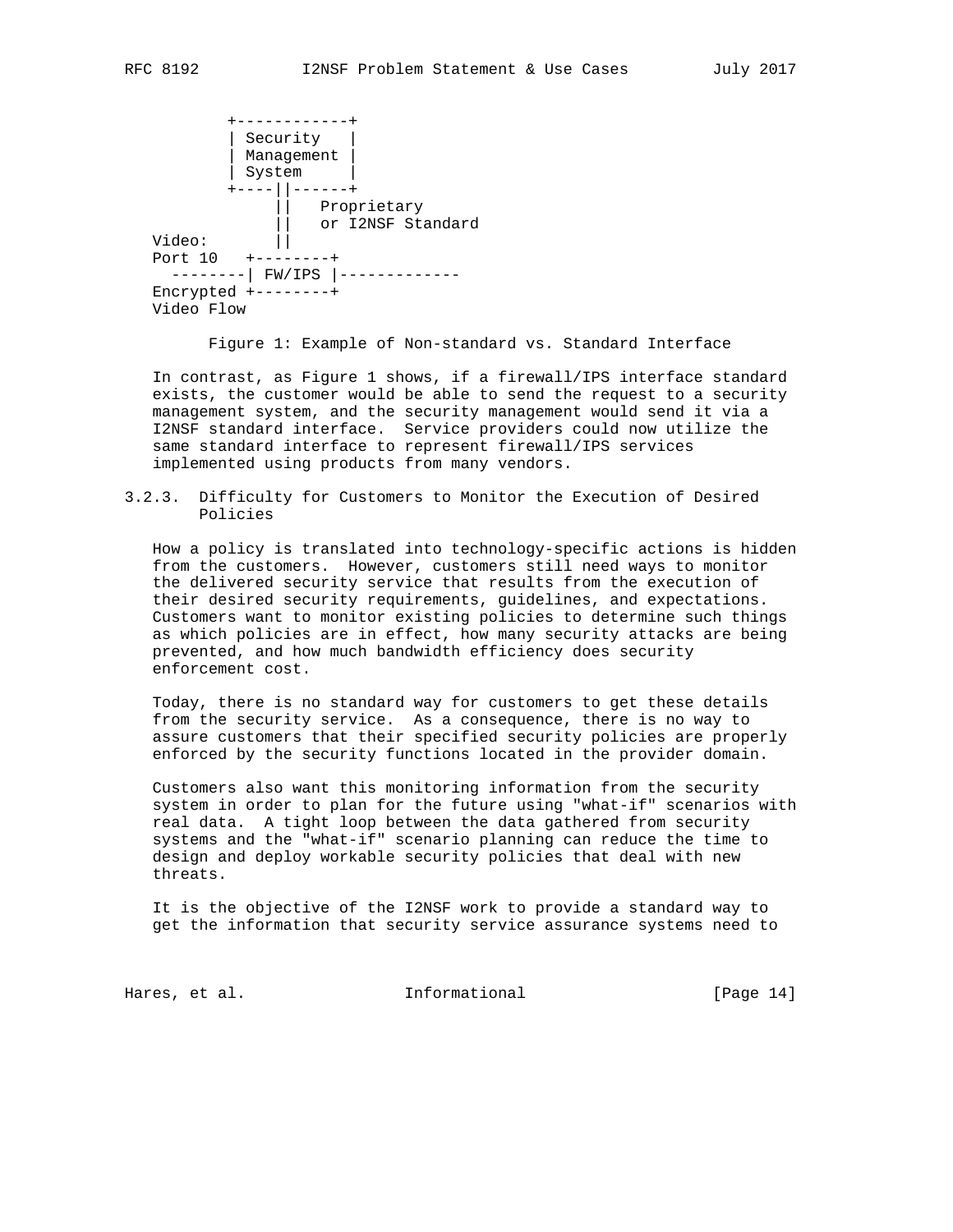```
          +------------+
          | Security   |
          | Management |
          | System     |
          +----||------+
               ||   Proprietary
               ||   or I2NSF Standard
   Video:      ||
   Port 10   +--------+
     --------| FW/IPS |-------------
   Encrypted +--------+
   Video Flow
```

Figure 1: Example of Non-standard vs. Standard Interface

In contrast, as Figure 1 shows, if a firewall/IPS interface standard exists, the customer would be able to send the request to a security management system, and the security management would send it via a I2NSF standard interface. Service providers could now utilize the same standard interface to represent firewall/IPS services implemented using products from many vendors.

### 3.2.3. Difficulty for Customers to Monitor the Execution of Desired Policies

How a policy is translated into technology-specific actions is hidden from the customers. However, customers still need ways to monitor the delivered security service that results from the execution of their desired security requirements, guidelines, and expectations. Customers want to monitor existing policies to determine such things as which policies are in effect, how many security attacks are being prevented, and how much bandwidth efficiency does security enforcement cost.

Today, there is no standard way for customers to get these details from the security service. As a consequence, there is no way to assure customers that their specified security policies are properly enforced by the security functions located in the provider domain.

Customers also want this monitoring information from the security system in order to plan for the future using "what-if" scenarios with real data. A tight loop between the data gathered from security systems and the "what-if" scenario planning can reduce the time to design and deploy workable security policies that deal with new threats.

It is the objective of the I2NSF work to provide a standard way to get the information that security service assurance systems need to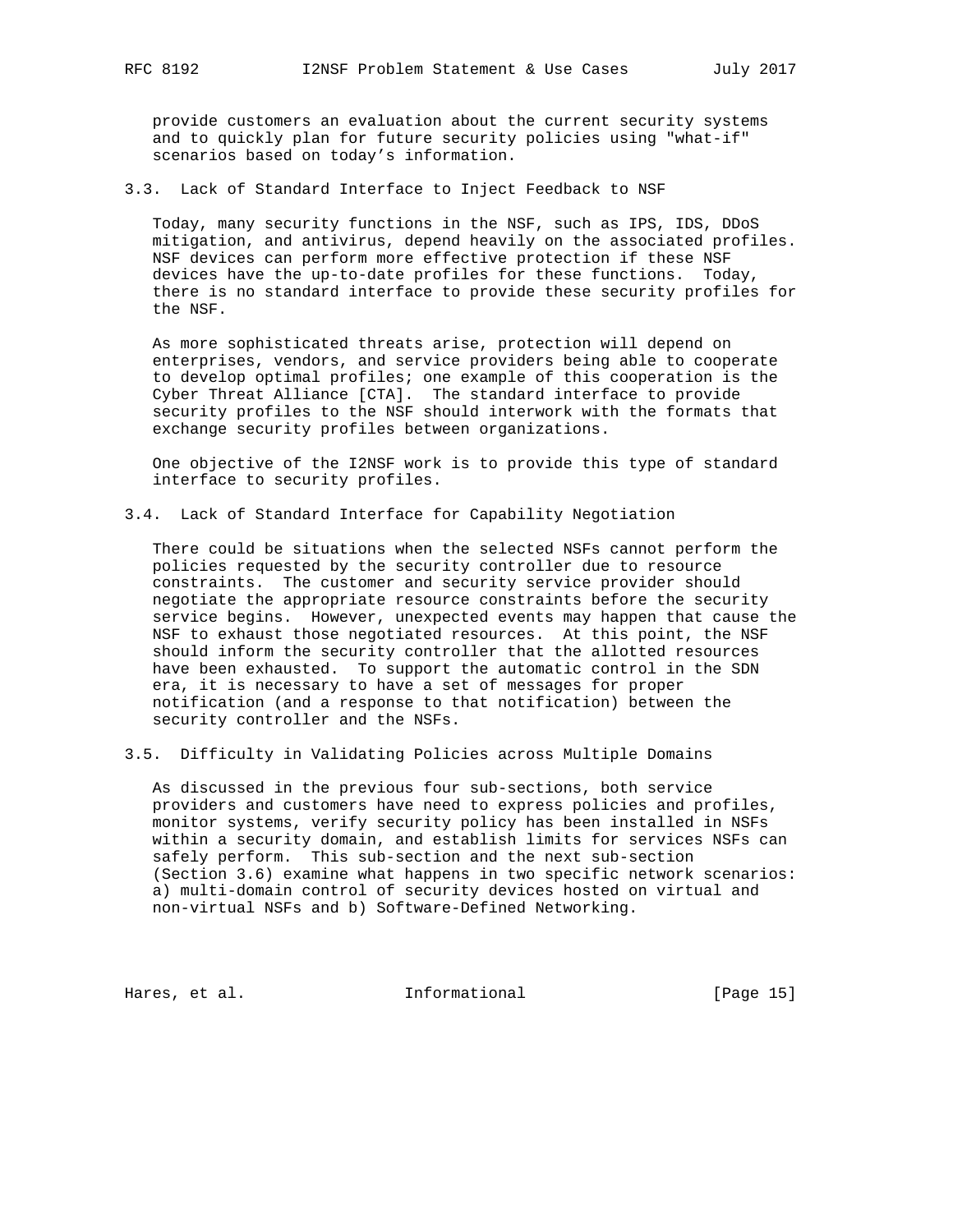provide customers an evaluation about the current security systems and to quickly plan for future security policies using "what-if" scenarios based on today's information.

### 3.3. Lack of Standard Interface to Inject Feedback to NSF

Today, many security functions in the NSF, such as IPS, IDS, DDoS mitigation, and antivirus, depend heavily on the associated profiles. NSF devices can perform more effective protection if these NSF devices have the up-to-date profiles for these functions. Today, there is no standard interface to provide these security profiles for the NSF.

As more sophisticated threats arise, protection will depend on enterprises, vendors, and service providers being able to cooperate to develop optimal profiles; one example of this cooperation is the Cyber Threat Alliance [CTA]. The standard interface to provide security profiles to the NSF should interwork with the formats that exchange security profiles between organizations.

One objective of the I2NSF work is to provide this type of standard interface to security profiles.

### 3.4. Lack of Standard Interface for Capability Negotiation

There could be situations when the selected NSFs cannot perform the policies requested by the security controller due to resource constraints. The customer and security service provider should negotiate the appropriate resource constraints before the security service begins. However, unexpected events may happen that cause the NSF to exhaust those negotiated resources. At this point, the NSF should inform the security controller that the allotted resources have been exhausted. To support the automatic control in the SDN era, it is necessary to have a set of messages for proper notification (and a response to that notification) between the security controller and the NSFs.

### 3.5. Difficulty in Validating Policies across Multiple Domains

As discussed in the previous four sub-sections, both service providers and customers have need to express policies and profiles, monitor systems, verify security policy has been installed in NSFs within a security domain, and establish limits for services NSFs can safely perform. This sub-section and the next sub-section (Section 3.6) examine what happens in two specific network scenarios: a) multi-domain control of security devices hosted on virtual and non-virtual NSFs and b) Software-Defined Networking.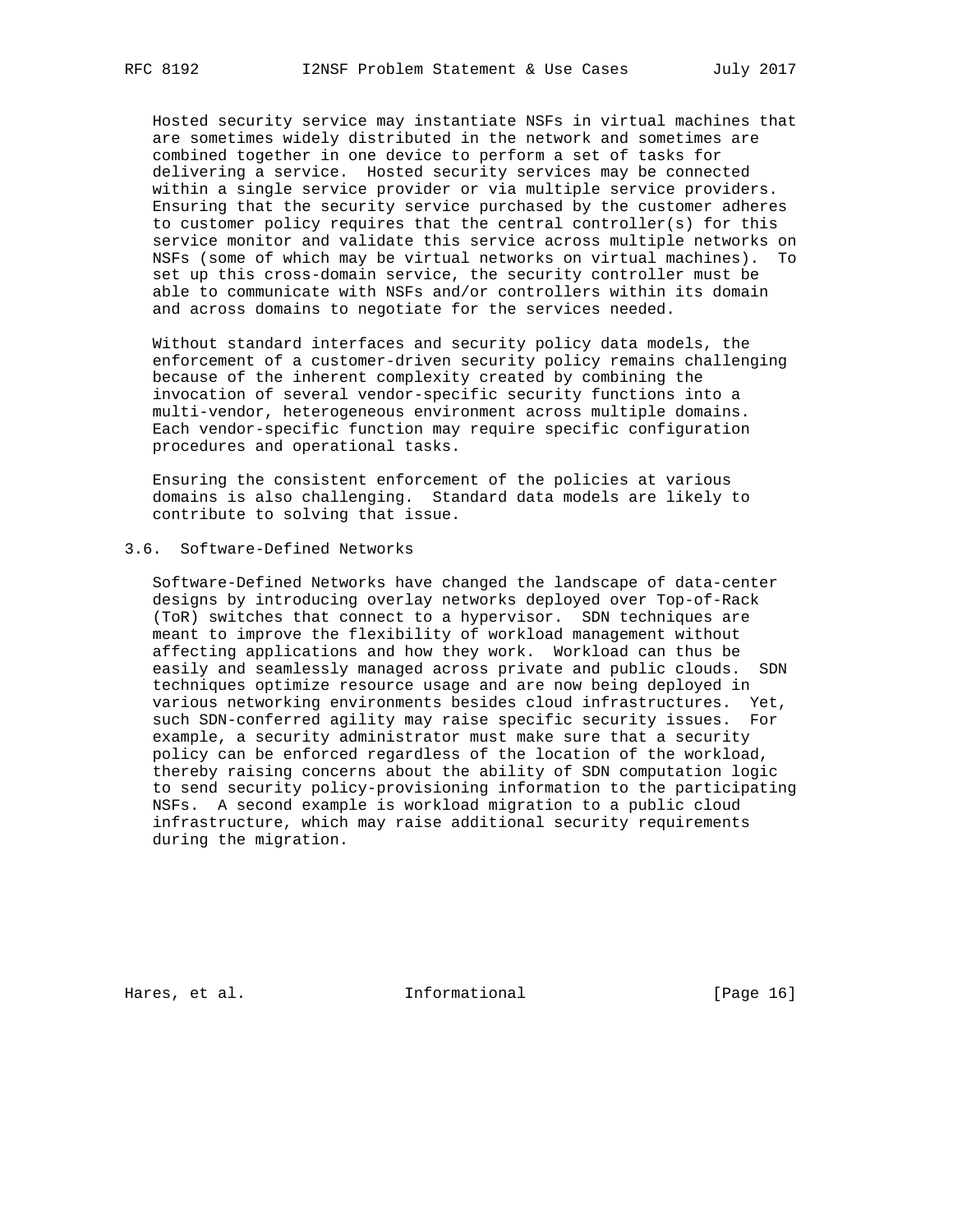Hosted security service may instantiate NSFs in virtual machines that are sometimes widely distributed in the network and sometimes are combined together in one device to perform a set of tasks for delivering a service. Hosted security services may be connected within a single service provider or via multiple service providers. Ensuring that the security service purchased by the customer adheres to customer policy requires that the central controller(s) for this service monitor and validate this service across multiple networks on NSFs (some of which may be virtual networks on virtual machines). To set up this cross-domain service, the security controller must be able to communicate with NSFs and/or controllers within its domain and across domains to negotiate for the services needed.

Without standard interfaces and security policy data models, the enforcement of a customer-driven security policy remains challenging because of the inherent complexity created by combining the invocation of several vendor-specific security functions into a multi-vendor, heterogeneous environment across multiple domains. Each vendor-specific function may require specific configuration procedures and operational tasks.

Ensuring the consistent enforcement of the policies at various domains is also challenging. Standard data models are likely to contribute to solving that issue.

### 3.6. Software-Defined Networks

Software-Defined Networks have changed the landscape of data-center designs by introducing overlay networks deployed over Top-of-Rack (ToR) switches that connect to a hypervisor. SDN techniques are meant to improve the flexibility of workload management without affecting applications and how they work. Workload can thus be easily and seamlessly managed across private and public clouds. SDN techniques optimize resource usage and are now being deployed in various networking environments besides cloud infrastructures. Yet, such SDN-conferred agility may raise specific security issues. For example, a security administrator must make sure that a security policy can be enforced regardless of the location of the workload, thereby raising concerns about the ability of SDN computation logic to send security policy-provisioning information to the participating NSFs. A second example is workload migration to a public cloud infrastructure, which may raise additional security requirements during the migration.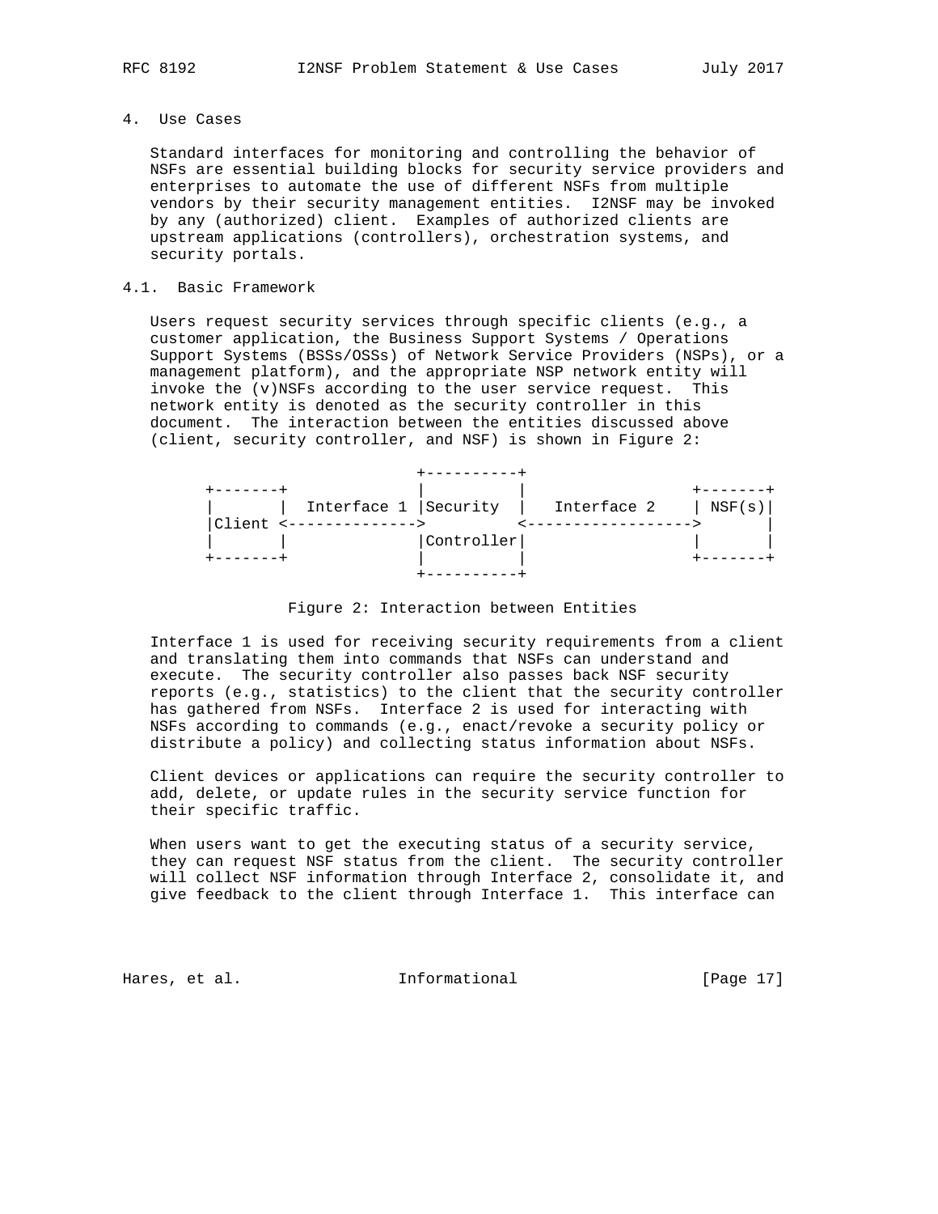# 4. Use Cases

Standard interfaces for monitoring and controlling the behavior of NSFs are essential building blocks for security service providers and enterprises to automate the use of different NSFs from multiple vendors by their security management entities. I2NSF may be invoked by any (authorized) client. Examples of authorized clients are upstream applications (controllers), orchestration systems, and security portals.

## 4.1. Basic Framework

Users request security services through specific clients (e.g., a customer application, the Business Support Systems / Operations Support Systems (BSSs/OSSs) of Network Service Providers (NSPs), or a management platform), and the appropriate NSP network entity will invoke the (v)NSFs according to the user service request. This network entity is denoted as the security controller in this document. The interaction between the entities discussed above (client, security controller, and NSF) is shown in Figure 2:

```
                          +----------+
   +-------+              |          |                  +-------+
   |       |  Interface 1 |Security  |   Interface 2    | NSF(s)|
   |Client <-------------->          <------------------>       |
   |       |              |Controller|                  |       |
   +-------+              |          |                  +-------+
                          +----------+
```

Figure 2: Interaction between Entities

Interface 1 is used for receiving security requirements from a client and translating them into commands that NSFs can understand and execute. The security controller also passes back NSF security reports (e.g., statistics) to the client that the security controller has gathered from NSFs. Interface 2 is used for interacting with NSFs according to commands (e.g., enact/revoke a security policy or distribute a policy) and collecting status information about NSFs.

Client devices or applications can require the security controller to add, delete, or update rules in the security service function for their specific traffic.

When users want to get the executing status of a security service, they can request NSF status from the client. The security controller will collect NSF information through Interface 2, consolidate it, and give feedback to the client through Interface 1. This interface can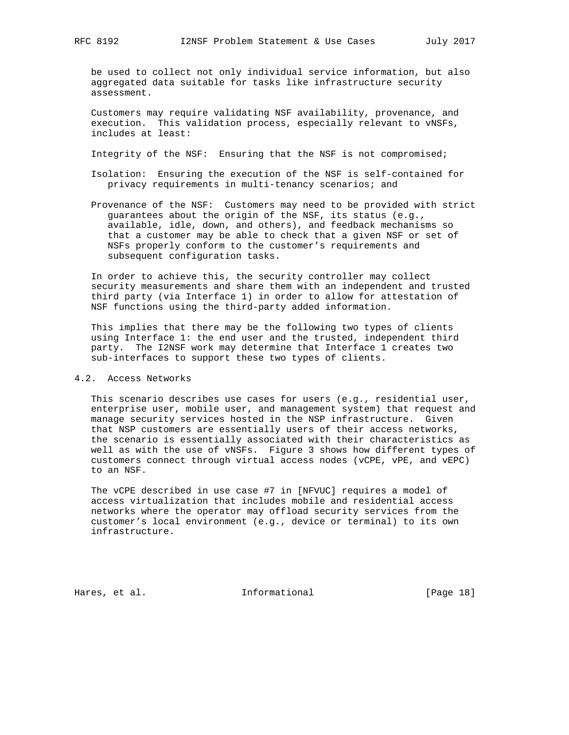be used to collect not only individual service information, but also aggregated data suitable for tasks like infrastructure security assessment.

Customers may require validating NSF availability, provenance, and execution. This validation process, especially relevant to vNSFs, includes at least:

Integrity of the NSF: Ensuring that the NSF is not compromised;

Isolation: Ensuring the execution of the NSF is self-contained for privacy requirements in multi-tenancy scenarios; and

Provenance of the NSF: Customers may need to be provided with strict guarantees about the origin of the NSF, its status (e.g., available, idle, down, and others), and feedback mechanisms so that a customer may be able to check that a given NSF or set of NSFs properly conform to the customer's requirements and subsequent configuration tasks.

In order to achieve this, the security controller may collect security measurements and share them with an independent and trusted third party (via Interface 1) in order to allow for attestation of NSF functions using the third-party added information.

This implies that there may be the following two types of clients using Interface 1: the end user and the trusted, independent third party. The I2NSF work may determine that Interface 1 creates two sub-interfaces to support these two types of clients.

## 4.2. Access Networks

This scenario describes use cases for users (e.g., residential user, enterprise user, mobile user, and management system) that request and manage security services hosted in the NSP infrastructure. Given that NSP customers are essentially users of their access networks, the scenario is essentially associated with their characteristics as well as with the use of vNSFs. Figure 3 shows how different types of customers connect through virtual access nodes (vCPE, vPE, and vEPC) to an NSF.

The vCPE described in use case #7 in [NFVUC] requires a model of access virtualization that includes mobile and residential access networks where the operator may offload security services from the customer's local environment (e.g., device or terminal) to its own infrastructure.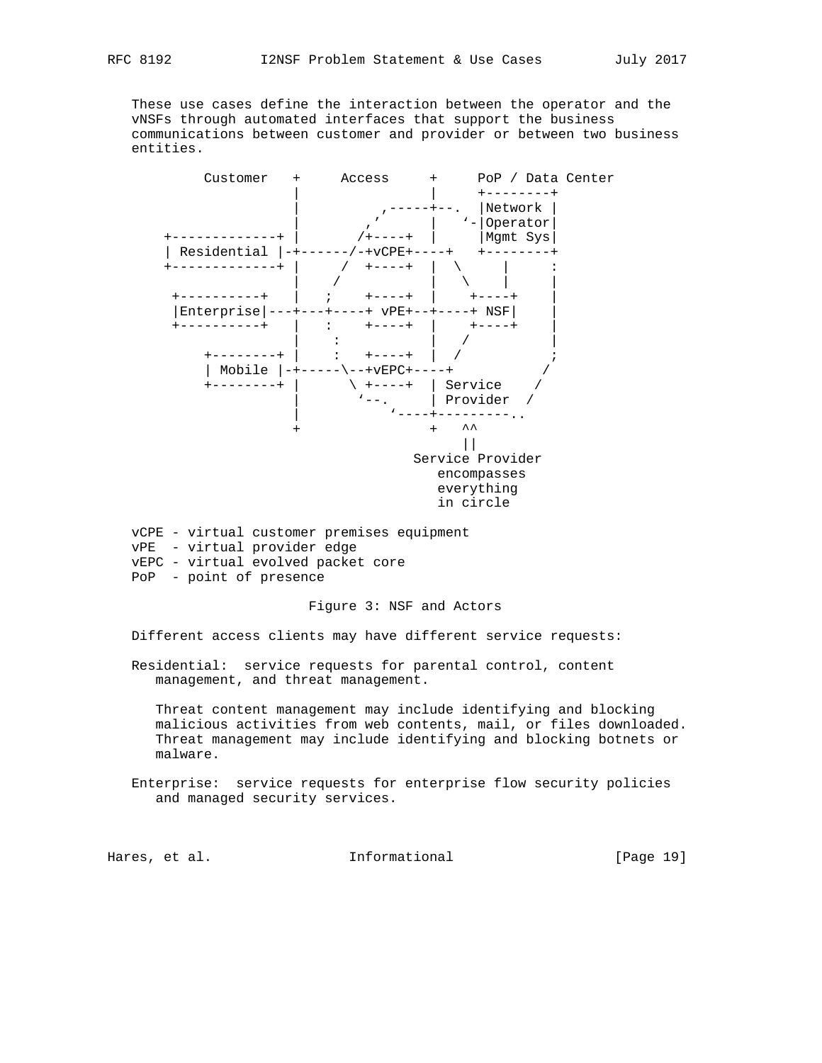These use cases define the interaction between the operator and the vNSFs through automated interfaces that support the business communications between customer and provider or between two business entities.

```
         Customer   +     Access     +     PoP / Data Center
                    |                |     +--------+
                    |         ,-----+--.  |Network |
                    |       ,'       |   '-|Operator|
    +-------------+ |      /+----+   |     |Mgmt Sys|
    | Residential |-+------/-+vCPE+----+   +--------+
    +-------------+ |     /  +----+  |  \      |     :
                    |    /           |   \     |     |
     +----------+   |   ;    +----+  |    +----+     |
     |Enterprise|---+---+----+ vPE+--+----+ NSF|     |
     +----------+   |   :    +----+  |    +----+     |
                    |    :           |   /           |
         +--------+ |    :   +----+  |  /            ;
         | Mobile |-+-----\--+vEPC+----+           /
         +--------+ |      \ +----+  | Service    /
                    |       '--.     | Provider  /
                    |           '----+---------..
                    +                +   ^^
                                         ||
                                    Service Provider
                                       encompasses
                                       everything
                                       in circle

vCPE - virtual customer premises equipment
vPE  - virtual provider edge
vEPC - virtual evolved packet core
PoP  - point of presence
```

Figure 3: NSF and Actors

Different access clients may have different service requests:

Residential: service requests for parental control, content management, and threat management.

Threat content management may include identifying and blocking malicious activities from web contents, mail, or files downloaded. Threat management may include identifying and blocking botnets or malware.

Enterprise: service requests for enterprise flow security policies and managed security services.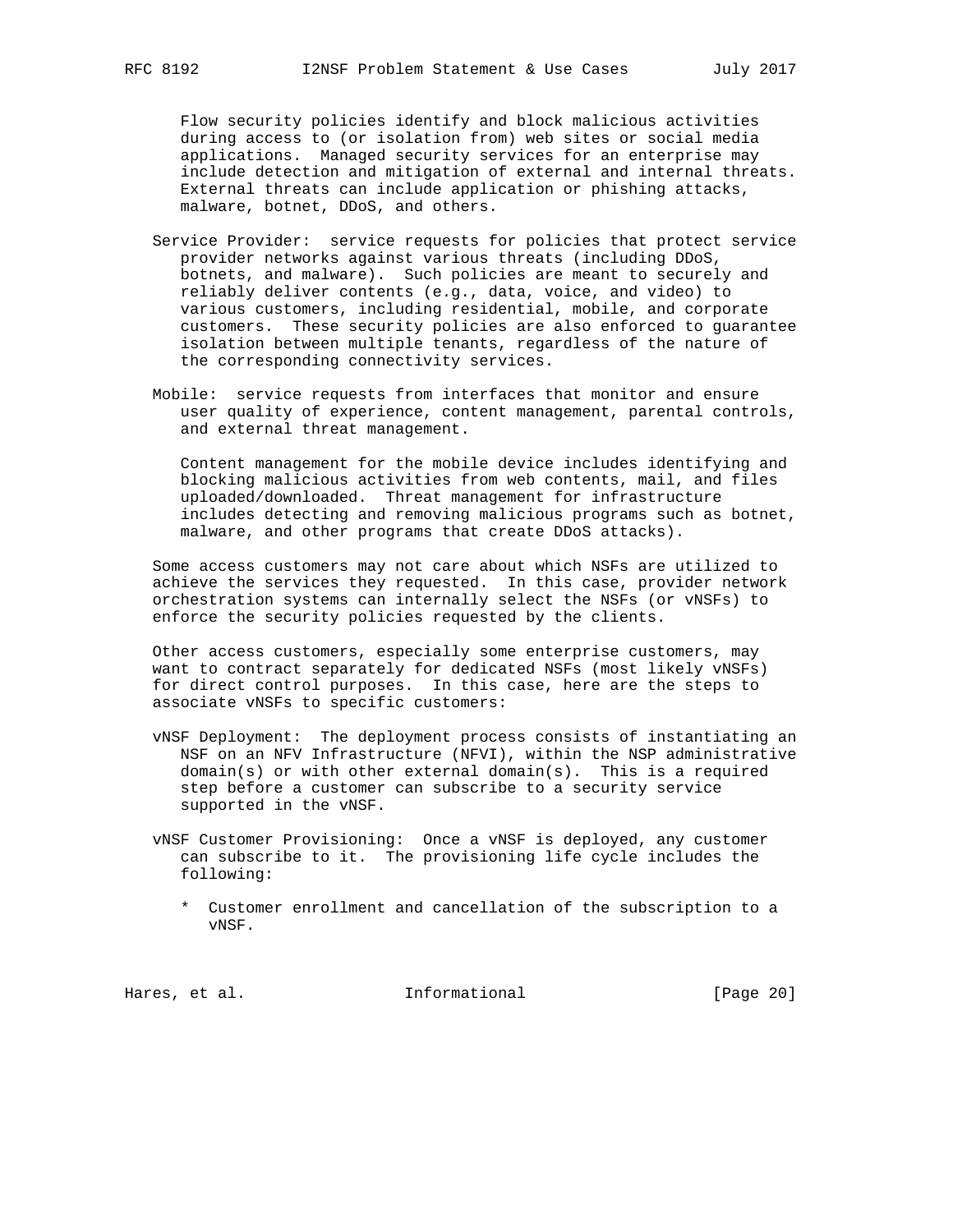Flow security policies identify and block malicious activities during access to (or isolation from) web sites or social media applications. Managed security services for an enterprise may include detection and mitigation of external and internal threats. External threats can include application or phishing attacks, malware, botnet, DDoS, and others.

Service Provider: service requests for policies that protect service provider networks against various threats (including DDoS, botnets, and malware). Such policies are meant to securely and reliably deliver contents (e.g., data, voice, and video) to various customers, including residential, mobile, and corporate customers. These security policies are also enforced to guarantee isolation between multiple tenants, regardless of the nature of the corresponding connectivity services.

Mobile: service requests from interfaces that monitor and ensure user quality of experience, content management, parental controls, and external threat management.

Content management for the mobile device includes identifying and blocking malicious activities from web contents, mail, and files uploaded/downloaded. Threat management for infrastructure includes detecting and removing malicious programs such as botnet, malware, and other programs that create DDoS attacks).

Some access customers may not care about which NSFs are utilized to achieve the services they requested. In this case, provider network orchestration systems can internally select the NSFs (or vNSFs) to enforce the security policies requested by the clients.

Other access customers, especially some enterprise customers, may want to contract separately for dedicated NSFs (most likely vNSFs) for direct control purposes. In this case, here are the steps to associate vNSFs to specific customers:

vNSF Deployment: The deployment process consists of instantiating an NSF on an NFV Infrastructure (NFVI), within the NSP administrative domain(s) or with other external domain(s). This is a required step before a customer can subscribe to a security service supported in the vNSF.

vNSF Customer Provisioning: Once a vNSF is deployed, any customer can subscribe to it. The provisioning life cycle includes the following:

* Customer enrollment and cancellation of the subscription to a vNSF.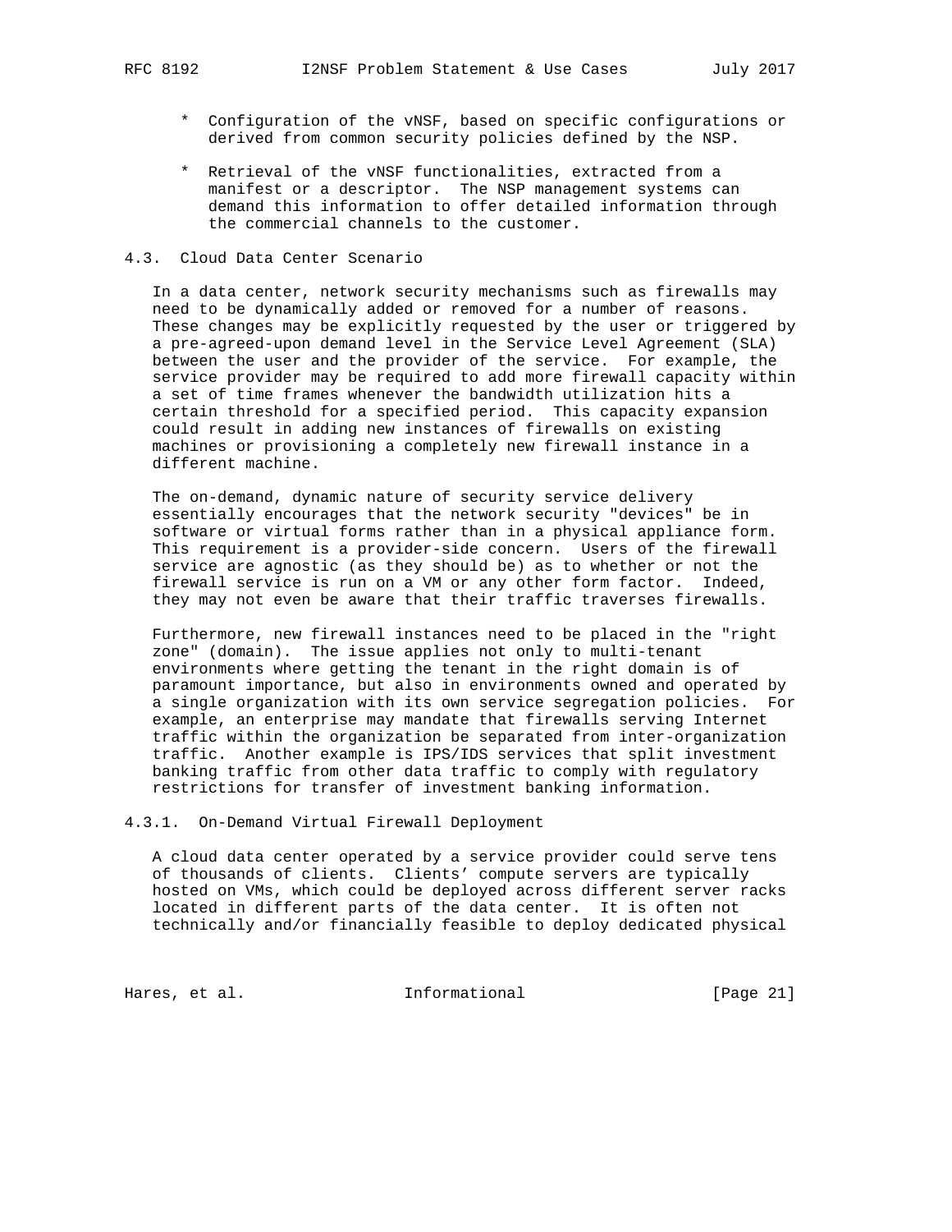* Configuration of the vNSF, based on specific configurations or derived from common security policies defined by the NSP.

* Retrieval of the vNSF functionalities, extracted from a manifest or a descriptor. The NSP management systems can demand this information to offer detailed information through the commercial channels to the customer.

### 4.3. Cloud Data Center Scenario

In a data center, network security mechanisms such as firewalls may need to be dynamically added or removed for a number of reasons. These changes may be explicitly requested by the user or triggered by a pre-agreed-upon demand level in the Service Level Agreement (SLA) between the user and the provider of the service. For example, the service provider may be required to add more firewall capacity within a set of time frames whenever the bandwidth utilization hits a certain threshold for a specified period. This capacity expansion could result in adding new instances of firewalls on existing machines or provisioning a completely new firewall instance in a different machine.

The on-demand, dynamic nature of security service delivery essentially encourages that the network security "devices" be in software or virtual forms rather than in a physical appliance form. This requirement is a provider-side concern. Users of the firewall service are agnostic (as they should be) as to whether or not the firewall service is run on a VM or any other form factor. Indeed, they may not even be aware that their traffic traverses firewalls.

Furthermore, new firewall instances need to be placed in the "right zone" (domain). The issue applies not only to multi-tenant environments where getting the tenant in the right domain is of paramount importance, but also in environments owned and operated by a single organization with its own service segregation policies. For example, an enterprise may mandate that firewalls serving Internet traffic within the organization be separated from inter-organization traffic. Another example is IPS/IDS services that split investment banking traffic from other data traffic to comply with regulatory restrictions for transfer of investment banking information.

#### 4.3.1. On-Demand Virtual Firewall Deployment

A cloud data center operated by a service provider could serve tens of thousands of clients. Clients' compute servers are typically hosted on VMs, which could be deployed across different server racks located in different parts of the data center. It is often not technically and/or financially feasible to deploy dedicated physical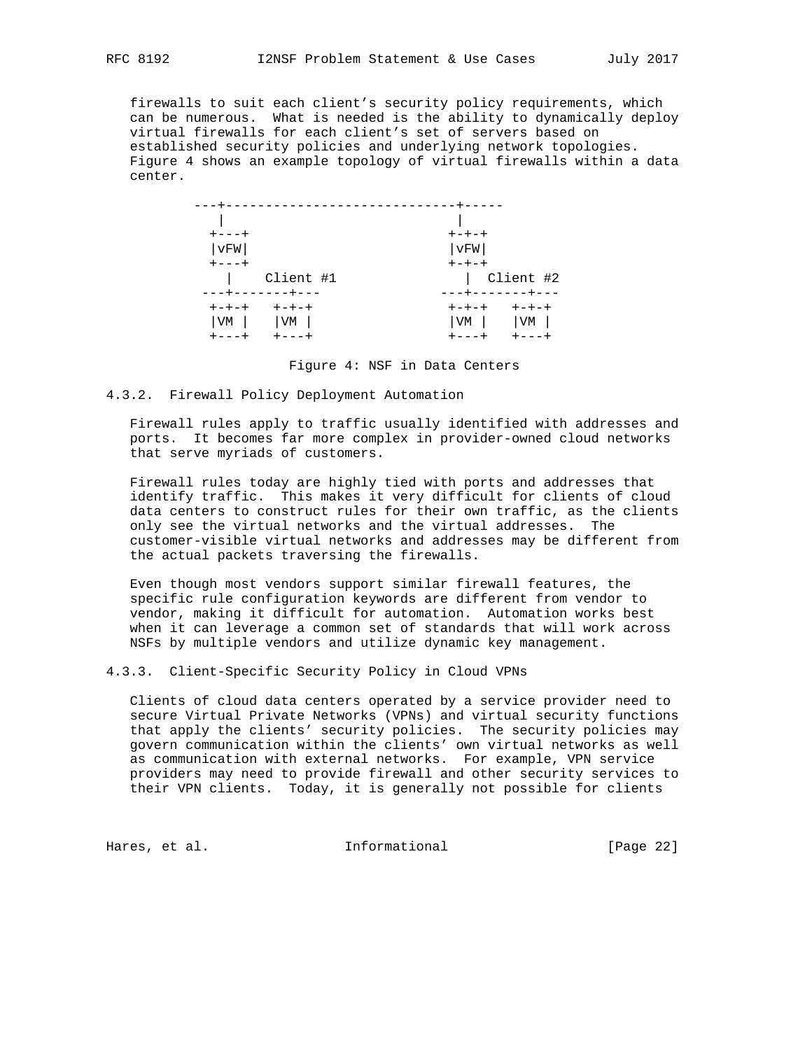firewalls to suit each client's security policy requirements, which can be numerous. What is needed is the ability to dynamically deploy virtual firewalls for each client's set of servers based on established security policies and underlying network topologies. Figure 4 shows an example topology of virtual firewalls within a data center.

```
         ---+-----------------------------+-----
            |                             |
          +---+                         +-+-+
          |vFW|                         |vFW|
          +---+                         +-+-+
            |    Client #1                |  Client #2
         ---+-------+---               ---+-------+---
          +-+-+   +-+-+                 +-+-+   +-+-+
          |VM |   |VM |                 |VM |   |VM |
          +---+   +---+                 +---+   +---+
```

Figure 4: NSF in Data Centers

### 4.3.2. Firewall Policy Deployment Automation

Firewall rules apply to traffic usually identified with addresses and ports. It becomes far more complex in provider-owned cloud networks that serve myriads of customers.

Firewall rules today are highly tied with ports and addresses that identify traffic. This makes it very difficult for clients of cloud data centers to construct rules for their own traffic, as the clients only see the virtual networks and the virtual addresses. The customer-visible virtual networks and addresses may be different from the actual packets traversing the firewalls.

Even though most vendors support similar firewall features, the specific rule configuration keywords are different from vendor to vendor, making it difficult for automation. Automation works best when it can leverage a common set of standards that will work across NSFs by multiple vendors and utilize dynamic key management.

### 4.3.3. Client-Specific Security Policy in Cloud VPNs

Clients of cloud data centers operated by a service provider need to secure Virtual Private Networks (VPNs) and virtual security functions that apply the clients' security policies. The security policies may govern communication within the clients' own virtual networks as well as communication with external networks. For example, VPN service providers may need to provide firewall and other security services to their VPN clients. Today, it is generally not possible for clients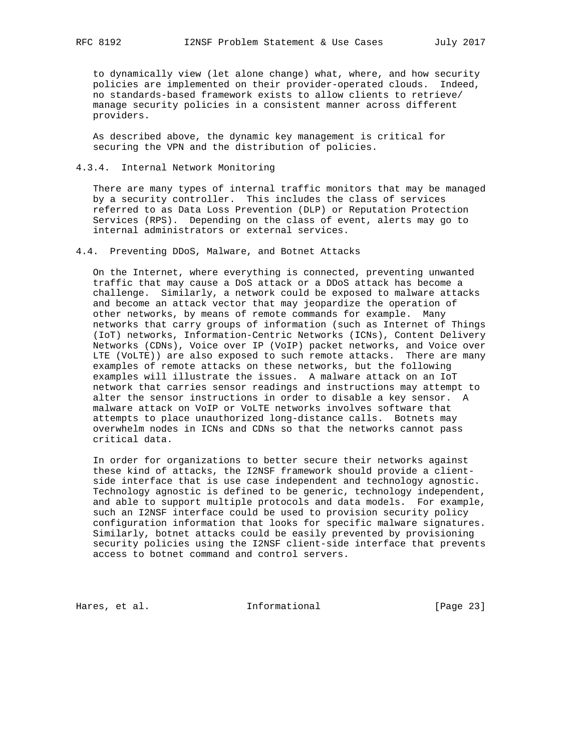to dynamically view (let alone change) what, where, and how security policies are implemented on their provider-operated clouds. Indeed, no standards-based framework exists to allow clients to retrieve/ manage security policies in a consistent manner across different providers.

As described above, the dynamic key management is critical for securing the VPN and the distribution of policies.

#### 4.3.4. Internal Network Monitoring

There are many types of internal traffic monitors that may be managed by a security controller. This includes the class of services referred to as Data Loss Prevention (DLP) or Reputation Protection Services (RPS). Depending on the class of event, alerts may go to internal administrators or external services.

### 4.4. Preventing DDoS, Malware, and Botnet Attacks

On the Internet, where everything is connected, preventing unwanted traffic that may cause a DoS attack or a DDoS attack has become a challenge. Similarly, a network could be exposed to malware attacks and become an attack vector that may jeopardize the operation of other networks, by means of remote commands for example. Many networks that carry groups of information (such as Internet of Things (IoT) networks, Information-Centric Networks (ICNs), Content Delivery Networks (CDNs), Voice over IP (VoIP) packet networks, and Voice over LTE (VoLTE)) are also exposed to such remote attacks. There are many examples of remote attacks on these networks, but the following examples will illustrate the issues. A malware attack on an IoT network that carries sensor readings and instructions may attempt to alter the sensor instructions in order to disable a key sensor. A malware attack on VoIP or VoLTE networks involves software that attempts to place unauthorized long-distance calls. Botnets may overwhelm nodes in ICNs and CDNs so that the networks cannot pass critical data.

In order for organizations to better secure their networks against these kind of attacks, the I2NSF framework should provide a client-side interface that is use case independent and technology agnostic. Technology agnostic is defined to be generic, technology independent, and able to support multiple protocols and data models. For example, such an I2NSF interface could be used to provision security policy configuration information that looks for specific malware signatures. Similarly, botnet attacks could be easily prevented by provisioning security policies using the I2NSF client-side interface that prevents access to botnet command and control servers.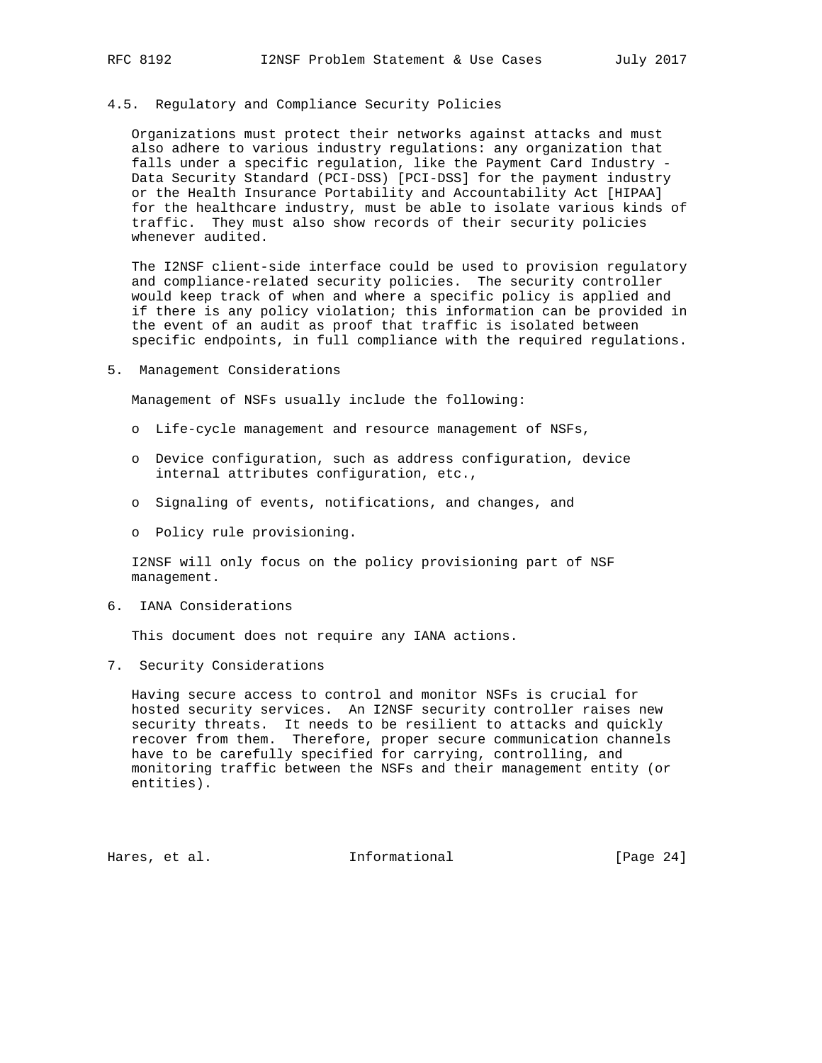### 4.5. Regulatory and Compliance Security Policies

Organizations must protect their networks against attacks and must also adhere to various industry regulations: any organization that falls under a specific regulation, like the Payment Card Industry - Data Security Standard (PCI-DSS) [PCI-DSS] for the payment industry or the Health Insurance Portability and Accountability Act [HIPAA] for the healthcare industry, must be able to isolate various kinds of traffic. They must also show records of their security policies whenever audited.

The I2NSF client-side interface could be used to provision regulatory and compliance-related security policies. The security controller would keep track of when and where a specific policy is applied and if there is any policy violation; this information can be provided in the event of an audit as proof that traffic is isolated between specific endpoints, in full compliance with the required regulations.

## 5. Management Considerations

Management of NSFs usually include the following:

- Life-cycle management and resource management of NSFs,
- Device configuration, such as address configuration, device internal attributes configuration, etc.,
- Signaling of events, notifications, and changes, and
- Policy rule provisioning.

I2NSF will only focus on the policy provisioning part of NSF management.

## 6. IANA Considerations

This document does not require any IANA actions.

## 7. Security Considerations

Having secure access to control and monitor NSFs is crucial for hosted security services. An I2NSF security controller raises new security threats. It needs to be resilient to attacks and quickly recover from them. Therefore, proper secure communication channels have to be carefully specified for carrying, controlling, and monitoring traffic between the NSFs and their management entity (or entities).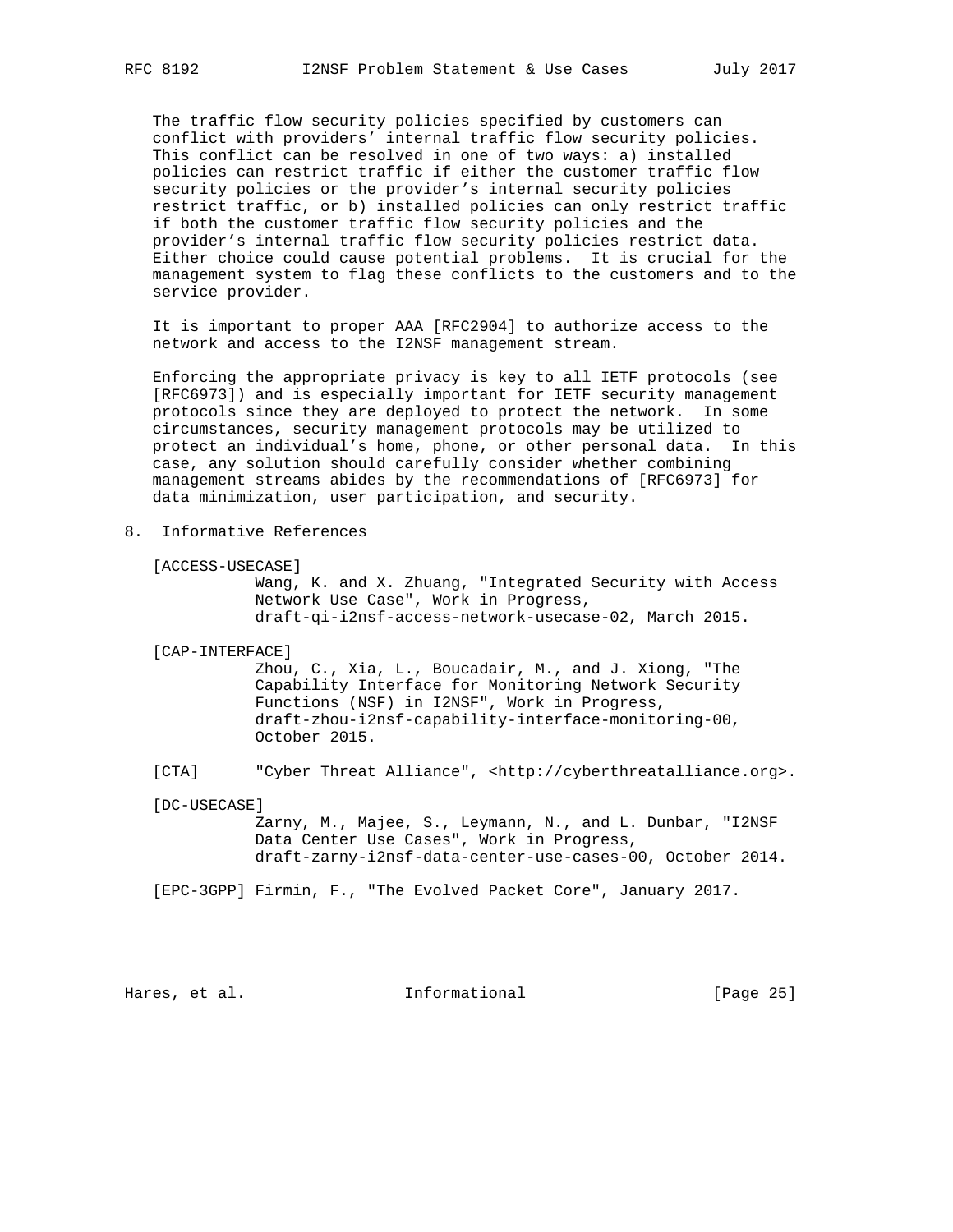The traffic flow security policies specified by customers can conflict with providers' internal traffic flow security policies. This conflict can be resolved in one of two ways: a) installed policies can restrict traffic if either the customer traffic flow security policies or the provider's internal security policies restrict traffic, or b) installed policies can only restrict traffic if both the customer traffic flow security policies and the provider's internal traffic flow security policies restrict data. Either choice could cause potential problems. It is crucial for the management system to flag these conflicts to the customers and to the service provider.

It is important to proper AAA [RFC2904] to authorize access to the network and access to the I2NSF management stream.

Enforcing the appropriate privacy is key to all IETF protocols (see [RFC6973]) and is especially important for IETF security management protocols since they are deployed to protect the network. In some circumstances, security management protocols may be utilized to protect an individual's home, phone, or other personal data. In this case, any solution should carefully consider whether combining management streams abides by the recommendations of [RFC6973] for data minimization, user participation, and security.

## 8. Informative References

[ACCESS-USECASE]
Wang, K. and X. Zhuang, "Integrated Security with Access Network Use Case", Work in Progress, draft-qi-i2nsf-access-network-usecase-02, March 2015.

[CAP-INTERFACE]
Zhou, C., Xia, L., Boucadair, M., and J. Xiong, "The Capability Interface for Monitoring Network Security Functions (NSF) in I2NSF", Work in Progress, draft-zhou-i2nsf-capability-interface-monitoring-00, October 2015.

[CTA] "Cyber Threat Alliance", <http://cyberthreatalliance.org>.

[DC-USECASE]
Zarny, M., Majee, S., Leymann, N., and L. Dunbar, "I2NSF Data Center Use Cases", Work in Progress, draft-zarny-i2nsf-data-center-use-cases-00, October 2014.

[EPC-3GPP] Firmin, F., "The Evolved Packet Core", January 2017.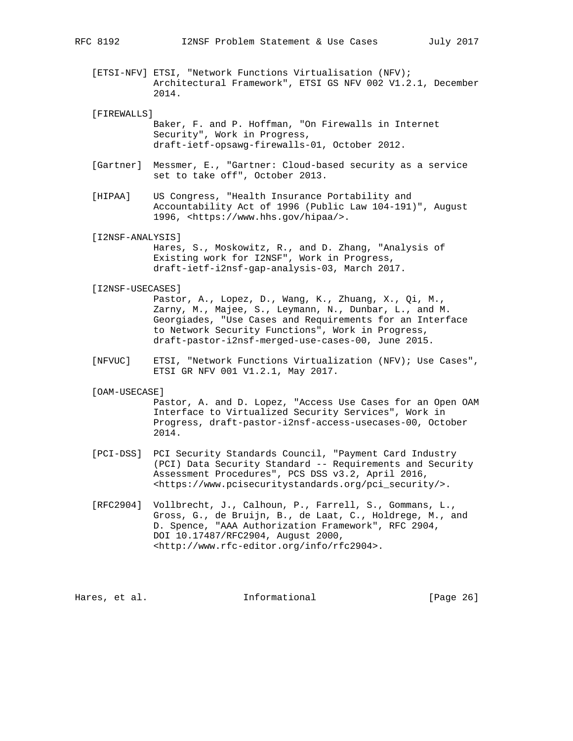[ETSI-NFV] ETSI, "Network Functions Virtualisation (NFV); Architectural Framework", ETSI GS NFV 002 V1.2.1, December 2014.

[FIREWALLS] Baker, F. and P. Hoffman, "On Firewalls in Internet Security", Work in Progress, draft-ietf-opsawg-firewalls-01, October 2012.

[Gartner] Messmer, E., "Gartner: Cloud-based security as a service set to take off", October 2013.

[HIPAA] US Congress, "Health Insurance Portability and Accountability Act of 1996 (Public Law 104-191)", August 1996, <https://www.hhs.gov/hipaa/>.

[I2NSF-ANALYSIS] Hares, S., Moskowitz, R., and D. Zhang, "Analysis of Existing work for I2NSF", Work in Progress, draft-ietf-i2nsf-gap-analysis-03, March 2017.

[I2NSF-USECASES] Pastor, A., Lopez, D., Wang, K., Zhuang, X., Qi, M., Zarny, M., Majee, S., Leymann, N., Dunbar, L., and M. Georgiades, "Use Cases and Requirements for an Interface to Network Security Functions", Work in Progress, draft-pastor-i2nsf-merged-use-cases-00, June 2015.

[NFVUC] ETSI, "Network Functions Virtualization (NFV); Use Cases", ETSI GR NFV 001 V1.2.1, May 2017.

[OAM-USECASE] Pastor, A. and D. Lopez, "Access Use Cases for an Open OAM Interface to Virtualized Security Services", Work in Progress, draft-pastor-i2nsf-access-usecases-00, October 2014.

[PCI-DSS] PCI Security Standards Council, "Payment Card Industry (PCI) Data Security Standard -- Requirements and Security Assessment Procedures", PCS DSS v3.2, April 2016, <https://www.pcisecuritystandards.org/pci_security/>.

[RFC2904] Vollbrecht, J., Calhoun, P., Farrell, S., Gommans, L., Gross, G., de Bruijn, B., de Laat, C., Holdrege, M., and D. Spence, "AAA Authorization Framework", RFC 2904, DOI 10.17487/RFC2904, August 2000, <http://www.rfc-editor.org/info/rfc2904>.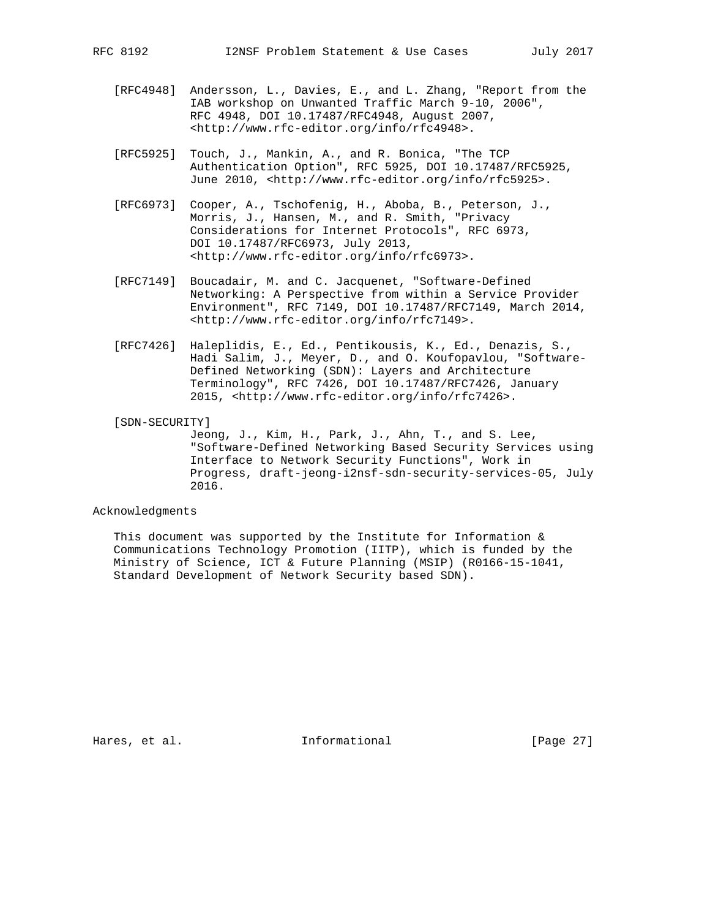[RFC4948] Andersson, L., Davies, E., and L. Zhang, "Report from the IAB workshop on Unwanted Traffic March 9-10, 2006", RFC 4948, DOI 10.17487/RFC4948, August 2007, <http://www.rfc-editor.org/info/rfc4948>.

[RFC5925] Touch, J., Mankin, A., and R. Bonica, "The TCP Authentication Option", RFC 5925, DOI 10.17487/RFC5925, June 2010, <http://www.rfc-editor.org/info/rfc5925>.

[RFC6973] Cooper, A., Tschofenig, H., Aboba, B., Peterson, J., Morris, J., Hansen, M., and R. Smith, "Privacy Considerations for Internet Protocols", RFC 6973, DOI 10.17487/RFC6973, July 2013, <http://www.rfc-editor.org/info/rfc6973>.

[RFC7149] Boucadair, M. and C. Jacquenet, "Software-Defined Networking: A Perspective from within a Service Provider Environment", RFC 7149, DOI 10.17487/RFC7149, March 2014, <http://www.rfc-editor.org/info/rfc7149>.

[RFC7426] Haleplidis, E., Ed., Pentikousis, K., Ed., Denazis, S., Hadi Salim, J., Meyer, D., and O. Koufopavlou, "Software-Defined Networking (SDN): Layers and Architecture Terminology", RFC 7426, DOI 10.17487/RFC7426, January 2015, <http://www.rfc-editor.org/info/rfc7426>.

[SDN-SECURITY] Jeong, J., Kim, H., Park, J., Ahn, T., and S. Lee, "Software-Defined Networking Based Security Services using Interface to Network Security Functions", Work in Progress, draft-jeong-i2nsf-sdn-security-services-05, July 2016.

## Acknowledgments

This document was supported by the Institute for Information & Communications Technology Promotion (IITP), which is funded by the Ministry of Science, ICT & Future Planning (MSIP) (R0166-15-1041, Standard Development of Network Security based SDN).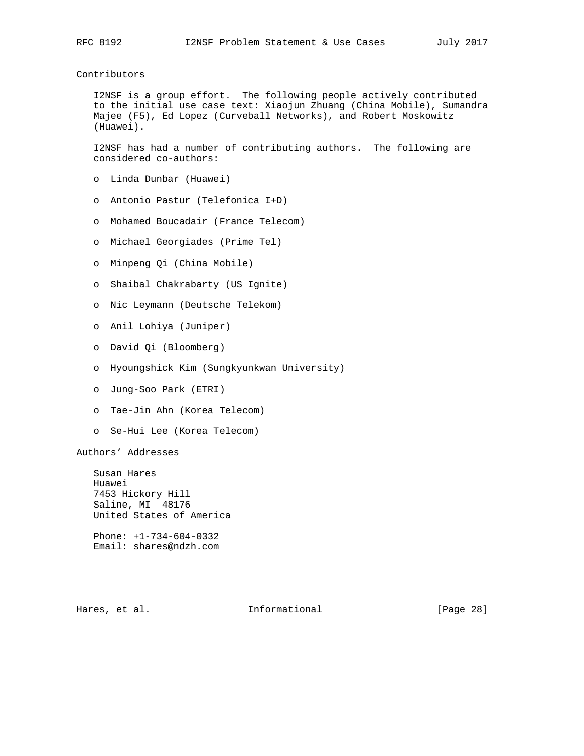## Contributors

I2NSF is a group effort. The following people actively contributed to the initial use case text: Xiaojun Zhuang (China Mobile), Sumandra Majee (F5), Ed Lopez (Curveball Networks), and Robert Moskowitz (Huawei).

I2NSF has had a number of contributing authors. The following are considered co-authors:

- Linda Dunbar (Huawei)
- Antonio Pastur (Telefonica I+D)
- Mohamed Boucadair (France Telecom)
- Michael Georgiades (Prime Tel)
- Minpeng Qi (China Mobile)
- Shaibal Chakrabarty (US Ignite)
- Nic Leymann (Deutsche Telekom)
- Anil Lohiya (Juniper)
- David Qi (Bloomberg)
- Hyoungshick Kim (Sungkyunkwan University)
- Jung-Soo Park (ETRI)
- Tae-Jin Ahn (Korea Telecom)
- Se-Hui Lee (Korea Telecom)

## Authors' Addresses

Susan Hares
Huawei
7453 Hickory Hill
Saline, MI 48176
United States of America

Phone: +1-734-604-0332
Email: shares@ndzh.com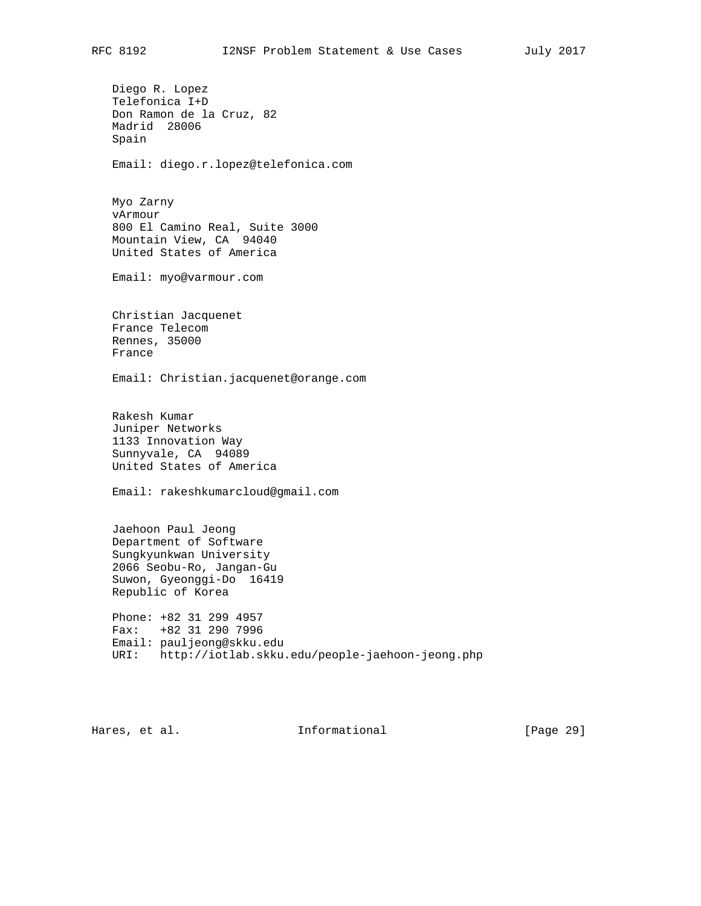Diego R. Lopez
Telefonica I+D
Don Ramon de la Cruz, 82
Madrid  28006
Spain

Email: diego.r.lopez@telefonica.com

Myo Zarny
vArmour
800 El Camino Real, Suite 3000
Mountain View, CA  94040
United States of America

Email: myo@varmour.com

Christian Jacquenet
France Telecom
Rennes, 35000
France

Email: Christian.jacquenet@orange.com

Rakesh Kumar
Juniper Networks
1133 Innovation Way
Sunnyvale, CA  94089
United States of America

Email: rakeshkumarcloud@gmail.com

Jaehoon Paul Jeong
Department of Software
Sungkyunkwan University
2066 Seobu-Ro, Jangan-Gu
Suwon, Gyeonggi-Do  16419
Republic of Korea

Phone: +82 31 299 4957
Fax:   +82 31 290 7996
Email: pauljeong@skku.edu
URI:   http://iotlab.skku.edu/people-jaehoon-jeong.php